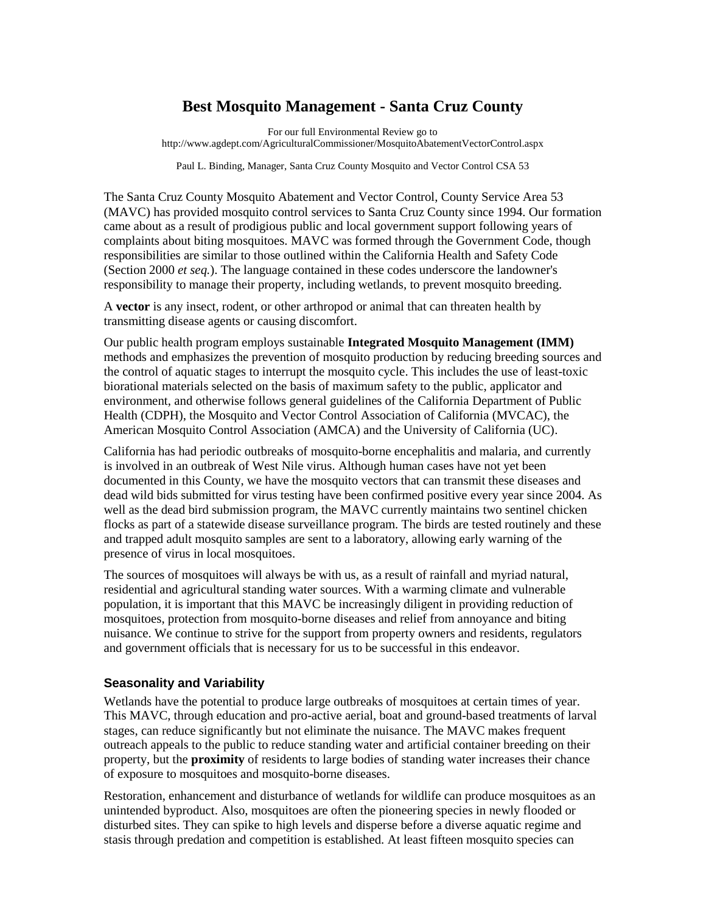# Best Mosquito Management - Santa Cruz County

For our full Environmental Review go to
http://www.agdept.com/AgriculturalCommissioner/MosquitoAbatementVectorControl.aspx

Paul L. Binding, Manager, Santa Cruz County Mosquito and Vector Control CSA 53

The Santa Cruz County Mosquito Abatement and Vector Control, County Service Area 53 (MAVC) has provided mosquito control services to Santa Cruz County since 1994. Our formation came about as a result of prodigious public and local government support following years of complaints about biting mosquitoes. MAVC was formed through the Government Code, though responsibilities are similar to those outlined within the California Health and Safety Code (Section 2000 *et seq.*). The language contained in these codes underscore the landowner's responsibility to manage their property, including wetlands, to prevent mosquito breeding.

A **vector** is any insect, rodent, or other arthropod or animal that can threaten health by transmitting disease agents or causing discomfort.

Our public health program employs sustainable **Integrated Mosquito Management (IMM)** methods and emphasizes the prevention of mosquito production by reducing breeding sources and the control of aquatic stages to interrupt the mosquito cycle. This includes the use of least-toxic biorational materials selected on the basis of maximum safety to the public, applicator and environment, and otherwise follows general guidelines of the California Department of Public Health (CDPH), the Mosquito and Vector Control Association of California (MVCAC), the American Mosquito Control Association (AMCA) and the University of California (UC).

California has had periodic outbreaks of mosquito-borne encephalitis and malaria, and currently is involved in an outbreak of West Nile virus. Although human cases have not yet been documented in this County, we have the mosquito vectors that can transmit these diseases and dead wild bids submitted for virus testing have been confirmed positive every year since 2004. As well as the dead bird submission program, the MAVC currently maintains two sentinel chicken flocks as part of a statewide disease surveillance program. The birds are tested routinely and these and trapped adult mosquito samples are sent to a laboratory, allowing early warning of the presence of virus in local mosquitoes.

The sources of mosquitoes will always be with us, as a result of rainfall and myriad natural, residential and agricultural standing water sources. With a warming climate and vulnerable population, it is important that this MAVC be increasingly diligent in providing reduction of mosquitoes, protection from mosquito-borne diseases and relief from annoyance and biting nuisance. We continue to strive for the support from property owners and residents, regulators and government officials that is necessary for us to be successful in this endeavor.

## Seasonality and Variability

Wetlands have the potential to produce large outbreaks of mosquitoes at certain times of year. This MAVC, through education and pro-active aerial, boat and ground-based treatments of larval stages, can reduce significantly but not eliminate the nuisance. The MAVC makes frequent outreach appeals to the public to reduce standing water and artificial container breeding on their property, but the **proximity** of residents to large bodies of standing water increases their chance of exposure to mosquitoes and mosquito-borne diseases.

Restoration, enhancement and disturbance of wetlands for wildlife can produce mosquitoes as an unintended byproduct. Also, mosquitoes are often the pioneering species in newly flooded or disturbed sites. They can spike to high levels and disperse before a diverse aquatic regime and stasis through predation and competition is established. At least fifteen mosquito species can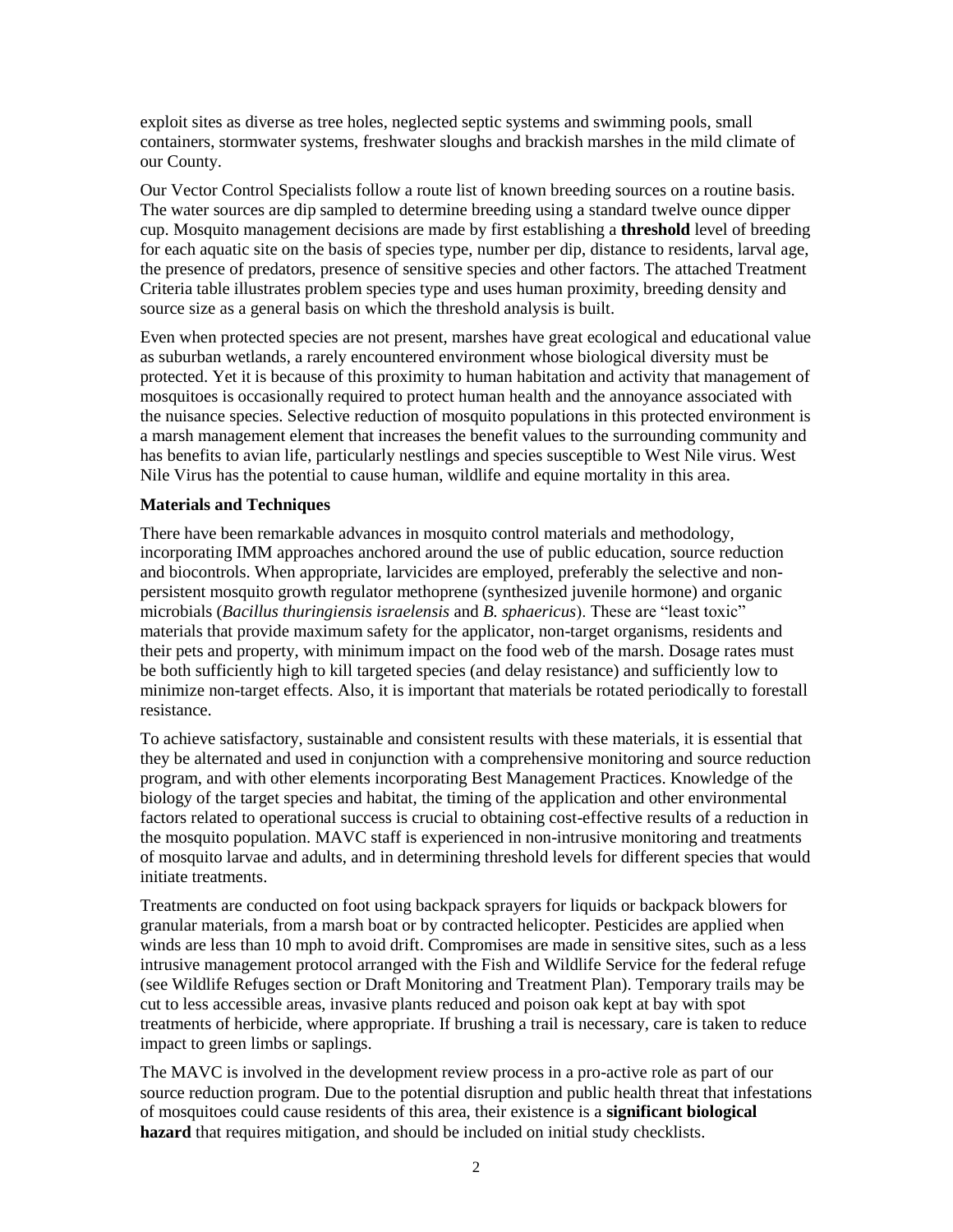exploit sites as diverse as tree holes, neglected septic systems and swimming pools, small containers, stormwater systems, freshwater sloughs and brackish marshes in the mild climate of our County.

Our Vector Control Specialists follow a route list of known breeding sources on a routine basis. The water sources are dip sampled to determine breeding using a standard twelve ounce dipper cup. Mosquito management decisions are made by first establishing a **threshold** level of breeding for each aquatic site on the basis of species type, number per dip, distance to residents, larval age, the presence of predators, presence of sensitive species and other factors. The attached Treatment Criteria table illustrates problem species type and uses human proximity, breeding density and source size as a general basis on which the threshold analysis is built.

Even when protected species are not present, marshes have great ecological and educational value as suburban wetlands, a rarely encountered environment whose biological diversity must be protected. Yet it is because of this proximity to human habitation and activity that management of mosquitoes is occasionally required to protect human health and the annoyance associated with the nuisance species. Selective reduction of mosquito populations in this protected environment is a marsh management element that increases the benefit values to the surrounding community and has benefits to avian life, particularly nestlings and species susceptible to West Nile virus. West Nile Virus has the potential to cause human, wildlife and equine mortality in this area.

**Materials and Techniques**

There have been remarkable advances in mosquito control materials and methodology, incorporating IMM approaches anchored around the use of public education, source reduction and biocontrols. When appropriate, larvicides are employed, preferably the selective and non-persistent mosquito growth regulator methoprene (synthesized juvenile hormone) and organic microbials (*Bacillus thuringiensis israelensis* and *B. sphaericus*). These are "least toxic" materials that provide maximum safety for the applicator, non-target organisms, residents and their pets and property, with minimum impact on the food web of the marsh. Dosage rates must be both sufficiently high to kill targeted species (and delay resistance) and sufficiently low to minimize non-target effects. Also, it is important that materials be rotated periodically to forestall resistance.

To achieve satisfactory, sustainable and consistent results with these materials, it is essential that they be alternated and used in conjunction with a comprehensive monitoring and source reduction program, and with other elements incorporating Best Management Practices. Knowledge of the biology of the target species and habitat, the timing of the application and other environmental factors related to operational success is crucial to obtaining cost-effective results of a reduction in the mosquito population. MAVC staff is experienced in non-intrusive monitoring and treatments of mosquito larvae and adults, and in determining threshold levels for different species that would initiate treatments.

Treatments are conducted on foot using backpack sprayers for liquids or backpack blowers for granular materials, from a marsh boat or by contracted helicopter. Pesticides are applied when winds are less than 10 mph to avoid drift. Compromises are made in sensitive sites, such as a less intrusive management protocol arranged with the Fish and Wildlife Service for the federal refuge (see Wildlife Refuges section or Draft Monitoring and Treatment Plan). Temporary trails may be cut to less accessible areas, invasive plants reduced and poison oak kept at bay with spot treatments of herbicide, where appropriate. If brushing a trail is necessary, care is taken to reduce impact to green limbs or saplings.

The MAVC is involved in the development review process in a pro-active role as part of our source reduction program. Due to the potential disruption and public health threat that infestations of mosquitoes could cause residents of this area, their existence is a **significant biological hazard** that requires mitigation, and should be included on initial study checklists.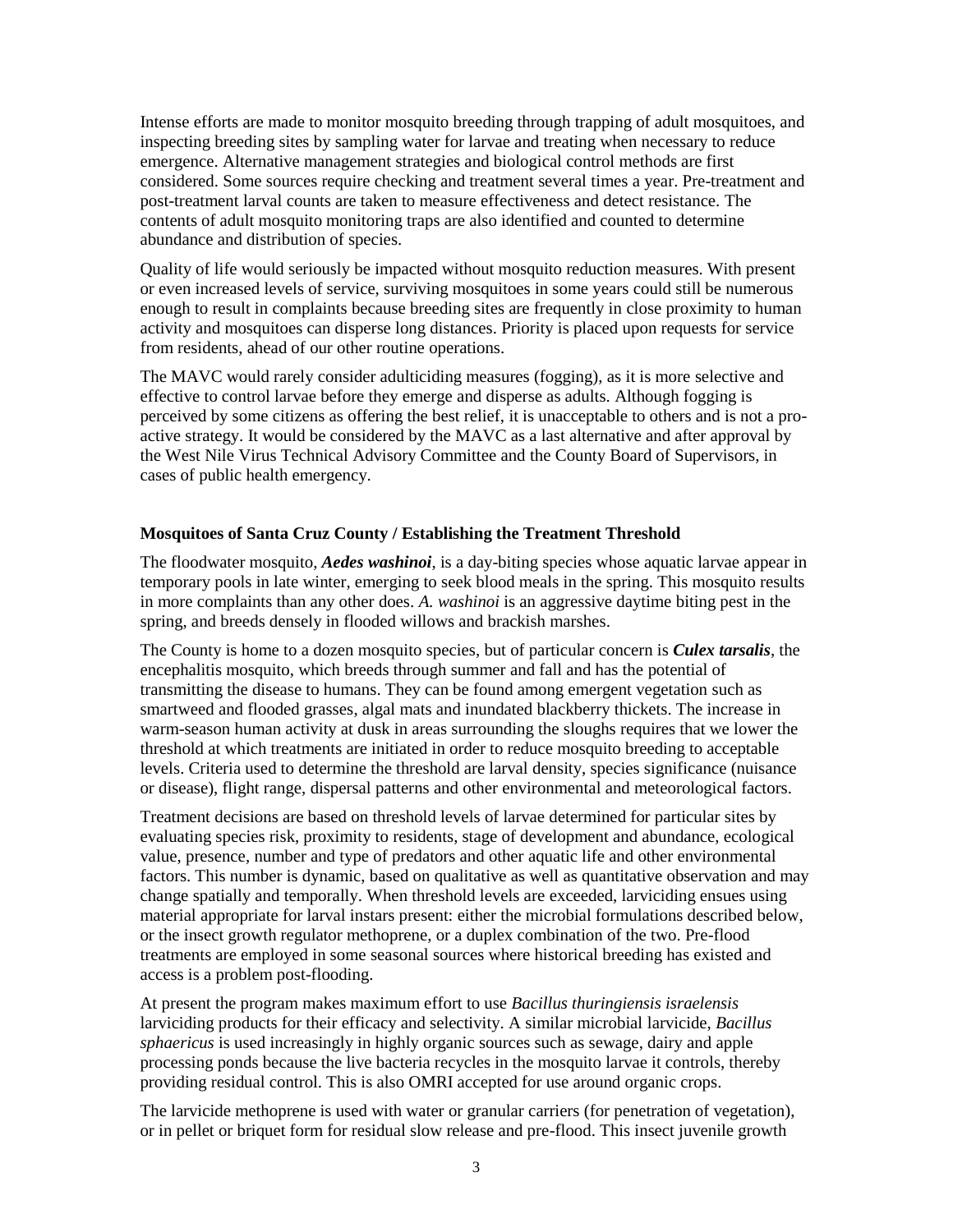Intense efforts are made to monitor mosquito breeding through trapping of adult mosquitoes, and inspecting breeding sites by sampling water for larvae and treating when necessary to reduce emergence. Alternative management strategies and biological control methods are first considered. Some sources require checking and treatment several times a year. Pre-treatment and post-treatment larval counts are taken to measure effectiveness and detect resistance. The contents of adult mosquito monitoring traps are also identified and counted to determine abundance and distribution of species.

Quality of life would seriously be impacted without mosquito reduction measures. With present or even increased levels of service, surviving mosquitoes in some years could still be numerous enough to result in complaints because breeding sites are frequently in close proximity to human activity and mosquitoes can disperse long distances. Priority is placed upon requests for service from residents, ahead of our other routine operations.

The MAVC would rarely consider adulticiding measures (fogging), as it is more selective and effective to control larvae before they emerge and disperse as adults. Although fogging is perceived by some citizens as offering the best relief, it is unacceptable to others and is not a pro-active strategy. It would be considered by the MAVC as a last alternative and after approval by the West Nile Virus Technical Advisory Committee and the County Board of Supervisors, in cases of public health emergency.

**Mosquitoes of Santa Cruz County / Establishing the Treatment Threshold**

The floodwater mosquito, ***Aedes washinoi***, is a day-biting species whose aquatic larvae appear in temporary pools in late winter, emerging to seek blood meals in the spring. This mosquito results in more complaints than any other does. *A. washinoi* is an aggressive daytime biting pest in the spring, and breeds densely in flooded willows and brackish marshes.

The County is home to a dozen mosquito species, but of particular concern is ***Culex tarsalis***, the encephalitis mosquito, which breeds through summer and fall and has the potential of transmitting the disease to humans. They can be found among emergent vegetation such as smartweed and flooded grasses, algal mats and inundated blackberry thickets. The increase in warm-season human activity at dusk in areas surrounding the sloughs requires that we lower the threshold at which treatments are initiated in order to reduce mosquito breeding to acceptable levels. Criteria used to determine the threshold are larval density, species significance (nuisance or disease), flight range, dispersal patterns and other environmental and meteorological factors.

Treatment decisions are based on threshold levels of larvae determined for particular sites by evaluating species risk, proximity to residents, stage of development and abundance, ecological value, presence, number and type of predators and other aquatic life and other environmental factors. This number is dynamic, based on qualitative as well as quantitative observation and may change spatially and temporally. When threshold levels are exceeded, larviciding ensues using material appropriate for larval instars present: either the microbial formulations described below, or the insect growth regulator methoprene, or a duplex combination of the two. Pre-flood treatments are employed in some seasonal sources where historical breeding has existed and access is a problem post-flooding.

At present the program makes maximum effort to use *Bacillus thuringiensis israelensis* larviciding products for their efficacy and selectivity. A similar microbial larvicide, *Bacillus sphaericus* is used increasingly in highly organic sources such as sewage, dairy and apple processing ponds because the live bacteria recycles in the mosquito larvae it controls, thereby providing residual control. This is also OMRI accepted for use around organic crops.

The larvicide methoprene is used with water or granular carriers (for penetration of vegetation), or in pellet or briquet form for residual slow release and pre-flood. This insect juvenile growth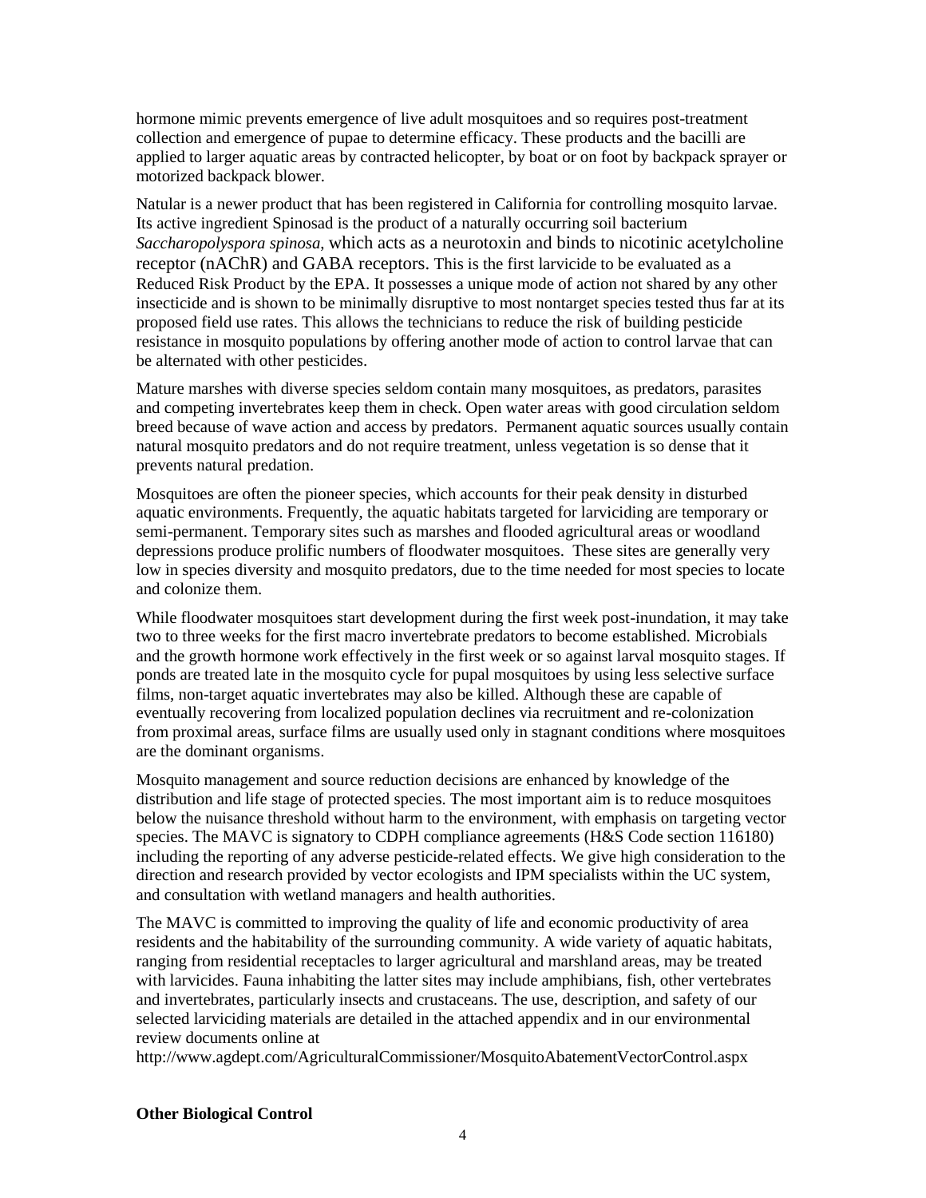hormone mimic prevents emergence of live adult mosquitoes and so requires post-treatment collection and emergence of pupae to determine efficacy. These products and the bacilli are applied to larger aquatic areas by contracted helicopter, by boat or on foot by backpack sprayer or motorized backpack blower.

Natular is a newer product that has been registered in California for controlling mosquito larvae. Its active ingredient Spinosad is the product of a naturally occurring soil bacterium *Saccharopolyspora spinosa,* which acts as a neurotoxin and binds to nicotinic acetylcholine receptor (nAChR) and GABA receptors. This is the first larvicide to be evaluated as a Reduced Risk Product by the EPA. It possesses a unique mode of action not shared by any other insecticide and is shown to be minimally disruptive to most nontarget species tested thus far at its proposed field use rates. This allows the technicians to reduce the risk of building pesticide resistance in mosquito populations by offering another mode of action to control larvae that can be alternated with other pesticides.

Mature marshes with diverse species seldom contain many mosquitoes, as predators, parasites and competing invertebrates keep them in check. Open water areas with good circulation seldom breed because of wave action and access by predators. Permanent aquatic sources usually contain natural mosquito predators and do not require treatment, unless vegetation is so dense that it prevents natural predation.

Mosquitoes are often the pioneer species, which accounts for their peak density in disturbed aquatic environments. Frequently, the aquatic habitats targeted for larviciding are temporary or semi-permanent. Temporary sites such as marshes and flooded agricultural areas or woodland depressions produce prolific numbers of floodwater mosquitoes. These sites are generally very low in species diversity and mosquito predators, due to the time needed for most species to locate and colonize them.

While floodwater mosquitoes start development during the first week post-inundation, it may take two to three weeks for the first macro invertebrate predators to become established. Microbials and the growth hormone work effectively in the first week or so against larval mosquito stages. If ponds are treated late in the mosquito cycle for pupal mosquitoes by using less selective surface films, non-target aquatic invertebrates may also be killed. Although these are capable of eventually recovering from localized population declines via recruitment and re-colonization from proximal areas, surface films are usually used only in stagnant conditions where mosquitoes are the dominant organisms.

Mosquito management and source reduction decisions are enhanced by knowledge of the distribution and life stage of protected species. The most important aim is to reduce mosquitoes below the nuisance threshold without harm to the environment, with emphasis on targeting vector species. The MAVC is signatory to CDPH compliance agreements (H&S Code section 116180) including the reporting of any adverse pesticide-related effects. We give high consideration to the direction and research provided by vector ecologists and IPM specialists within the UC system, and consultation with wetland managers and health authorities.

The MAVC is committed to improving the quality of life and economic productivity of area residents and the habitability of the surrounding community. A wide variety of aquatic habitats, ranging from residential receptacles to larger agricultural and marshland areas, may be treated with larvicides. Fauna inhabiting the latter sites may include amphibians, fish, other vertebrates and invertebrates, particularly insects and crustaceans. The use, description, and safety of our selected larviciding materials are detailed in the attached appendix and in our environmental review documents online at http://www.agdept.com/AgriculturalCommissioner/MosquitoAbatementVectorControl.aspx

**Other Biological Control**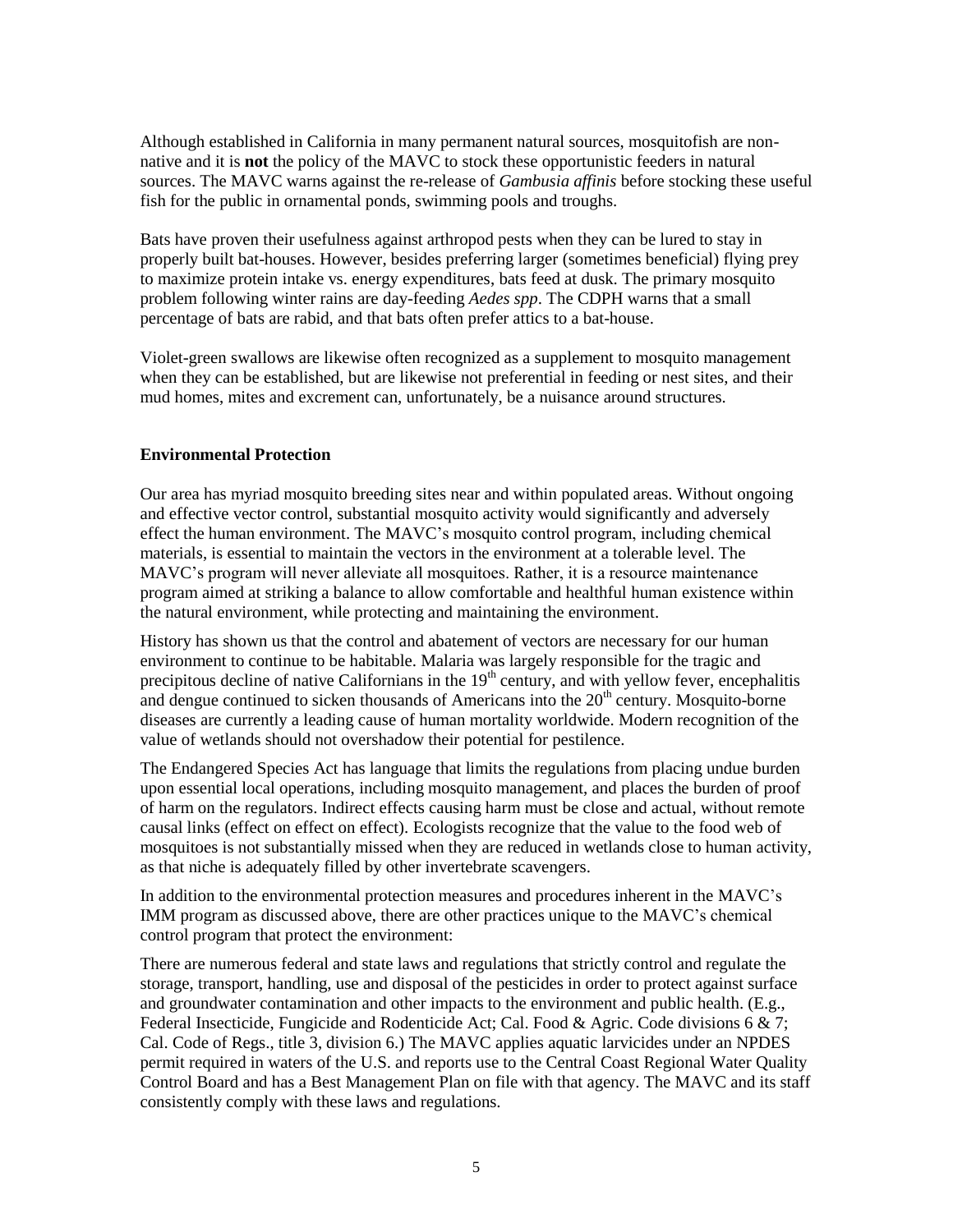Although established in California in many permanent natural sources, mosquitofish are non-native and it is **not** the policy of the MAVC to stock these opportunistic feeders in natural sources. The MAVC warns against the re-release of *Gambusia affinis* before stocking these useful fish for the public in ornamental ponds, swimming pools and troughs.

Bats have proven their usefulness against arthropod pests when they can be lured to stay in properly built bat-houses. However, besides preferring larger (sometimes beneficial) flying prey to maximize protein intake vs. energy expenditures, bats feed at dusk. The primary mosquito problem following winter rains are day-feeding *Aedes spp*. The CDPH warns that a small percentage of bats are rabid, and that bats often prefer attics to a bat-house.

Violet-green swallows are likewise often recognized as a supplement to mosquito management when they can be established, but are likewise not preferential in feeding or nest sites, and their mud homes, mites and excrement can, unfortunately, be a nuisance around structures.

**Environmental Protection**

Our area has myriad mosquito breeding sites near and within populated areas. Without ongoing and effective vector control, substantial mosquito activity would significantly and adversely effect the human environment. The MAVC's mosquito control program, including chemical materials, is essential to maintain the vectors in the environment at a tolerable level. The MAVC's program will never alleviate all mosquitoes. Rather, it is a resource maintenance program aimed at striking a balance to allow comfortable and healthful human existence within the natural environment, while protecting and maintaining the environment.

History has shown us that the control and abatement of vectors are necessary for our human environment to continue to be habitable. Malaria was largely responsible for the tragic and precipitous decline of native Californians in the 19th century, and with yellow fever, encephalitis and dengue continued to sicken thousands of Americans into the 20th century. Mosquito-borne diseases are currently a leading cause of human mortality worldwide. Modern recognition of the value of wetlands should not overshadow their potential for pestilence.

The Endangered Species Act has language that limits the regulations from placing undue burden upon essential local operations, including mosquito management, and places the burden of proof of harm on the regulators. Indirect effects causing harm must be close and actual, without remote causal links (effect on effect on effect). Ecologists recognize that the value to the food web of mosquitoes is not substantially missed when they are reduced in wetlands close to human activity, as that niche is adequately filled by other invertebrate scavengers.

In addition to the environmental protection measures and procedures inherent in the MAVC's IMM program as discussed above, there are other practices unique to the MAVC's chemical control program that protect the environment:

There are numerous federal and state laws and regulations that strictly control and regulate the storage, transport, handling, use and disposal of the pesticides in order to protect against surface and groundwater contamination and other impacts to the environment and public health. (E.g., Federal Insecticide, Fungicide and Rodenticide Act; Cal. Food & Agric. Code divisions 6 & 7; Cal. Code of Regs., title 3, division 6.) The MAVC applies aquatic larvicides under an NPDES permit required in waters of the U.S. and reports use to the Central Coast Regional Water Quality Control Board and has a Best Management Plan on file with that agency. The MAVC and its staff consistently comply with these laws and regulations.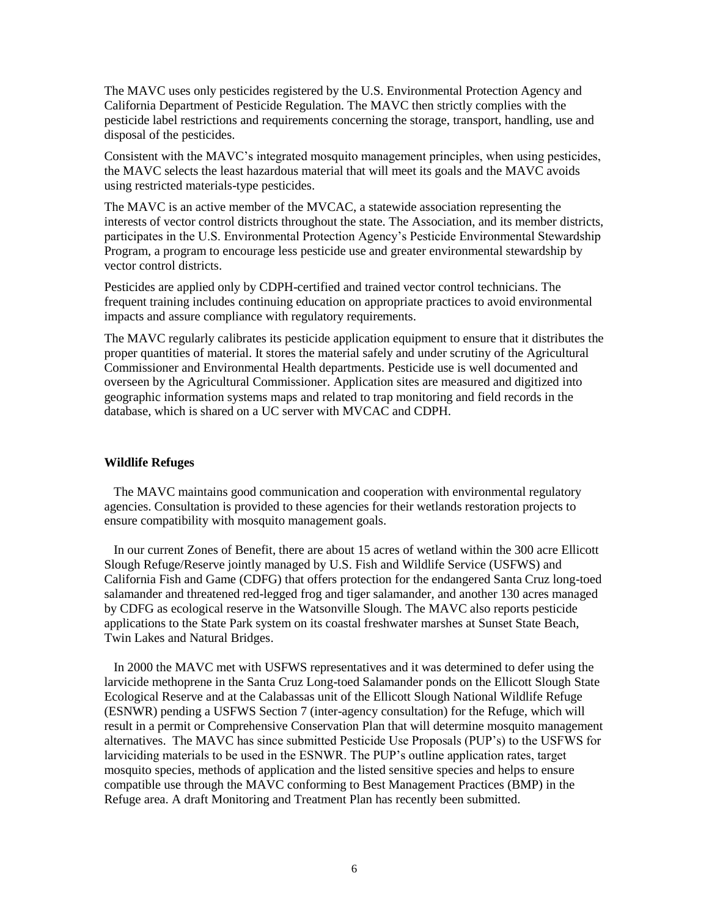The MAVC uses only pesticides registered by the U.S. Environmental Protection Agency and California Department of Pesticide Regulation. The MAVC then strictly complies with the pesticide label restrictions and requirements concerning the storage, transport, handling, use and disposal of the pesticides.

Consistent with the MAVC's integrated mosquito management principles, when using pesticides, the MAVC selects the least hazardous material that will meet its goals and the MAVC avoids using restricted materials-type pesticides.

The MAVC is an active member of the MVCAC, a statewide association representing the interests of vector control districts throughout the state. The Association, and its member districts, participates in the U.S. Environmental Protection Agency's Pesticide Environmental Stewardship Program, a program to encourage less pesticide use and greater environmental stewardship by vector control districts.

Pesticides are applied only by CDPH-certified and trained vector control technicians. The frequent training includes continuing education on appropriate practices to avoid environmental impacts and assure compliance with regulatory requirements.

The MAVC regularly calibrates its pesticide application equipment to ensure that it distributes the proper quantities of material. It stores the material safely and under scrutiny of the Agricultural Commissioner and Environmental Health departments. Pesticide use is well documented and overseen by the Agricultural Commissioner. Application sites are measured and digitized into geographic information systems maps and related to trap monitoring and field records in the database, which is shared on a UC server with MVCAC and CDPH.

**Wildlife Refuges**

The MAVC maintains good communication and cooperation with environmental regulatory agencies. Consultation is provided to these agencies for their wetlands restoration projects to ensure compatibility with mosquito management goals.

In our current Zones of Benefit, there are about 15 acres of wetland within the 300 acre Ellicott Slough Refuge/Reserve jointly managed by U.S. Fish and Wildlife Service (USFWS) and California Fish and Game (CDFG) that offers protection for the endangered Santa Cruz long-toed salamander and threatened red-legged frog and tiger salamander, and another 130 acres managed by CDFG as ecological reserve in the Watsonville Slough. The MAVC also reports pesticide applications to the State Park system on its coastal freshwater marshes at Sunset State Beach, Twin Lakes and Natural Bridges.

In 2000 the MAVC met with USFWS representatives and it was determined to defer using the larvicide methoprene in the Santa Cruz Long-toed Salamander ponds on the Ellicott Slough State Ecological Reserve and at the Calabassas unit of the Ellicott Slough National Wildlife Refuge (ESNWR) pending a USFWS Section 7 (inter-agency consultation) for the Refuge, which will result in a permit or Comprehensive Conservation Plan that will determine mosquito management alternatives. The MAVC has since submitted Pesticide Use Proposals (PUP's) to the USFWS for larviciding materials to be used in the ESNWR. The PUP's outline application rates, target mosquito species, methods of application and the listed sensitive species and helps to ensure compatible use through the MAVC conforming to Best Management Practices (BMP) in the Refuge area. A draft Monitoring and Treatment Plan has recently been submitted.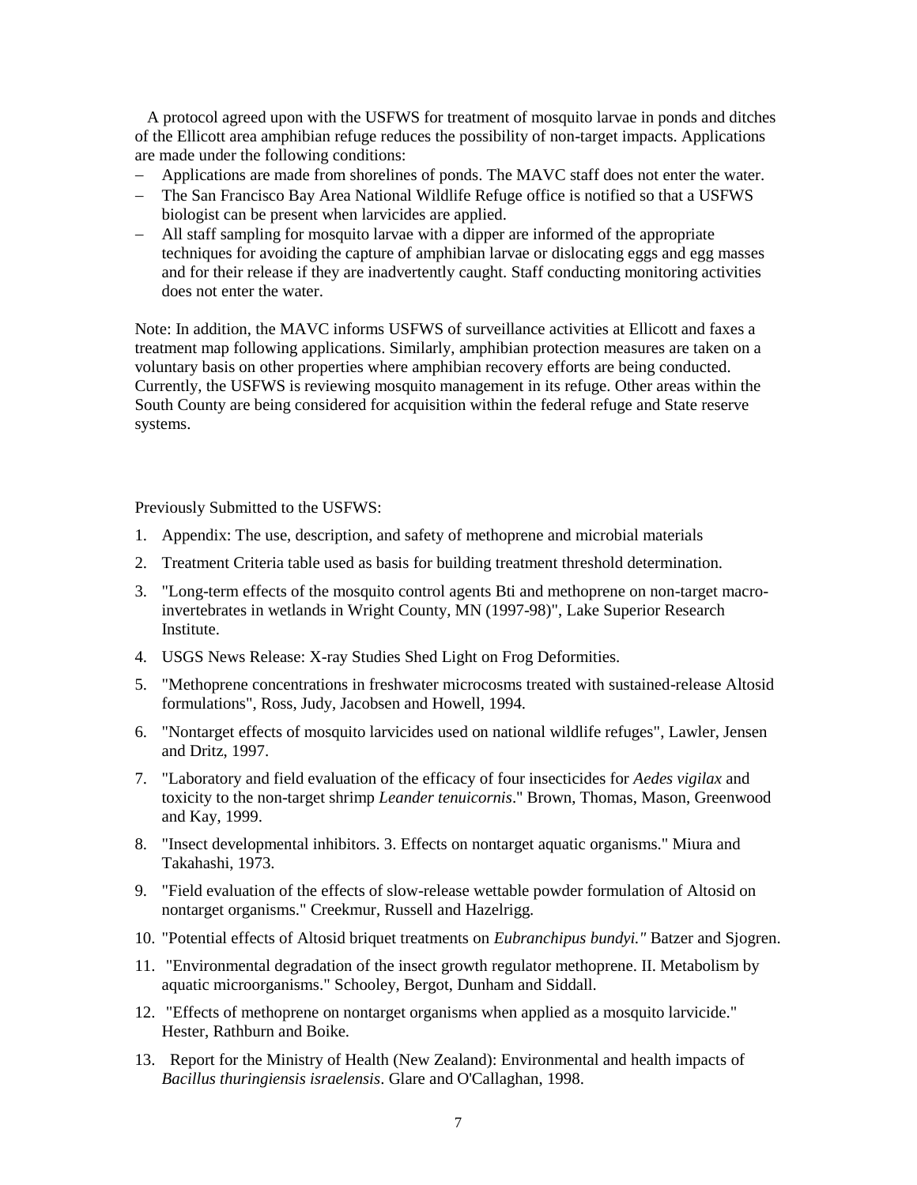A protocol agreed upon with the USFWS for treatment of mosquito larvae in ponds and ditches of the Ellicott area amphibian refuge reduces the possibility of non-target impacts. Applications are made under the following conditions:

- Applications are made from shorelines of ponds. The MAVC staff does not enter the water.
- The San Francisco Bay Area National Wildlife Refuge office is notified so that a USFWS biologist can be present when larvicides are applied.
- All staff sampling for mosquito larvae with a dipper are informed of the appropriate techniques for avoiding the capture of amphibian larvae or dislocating eggs and egg masses and for their release if they are inadvertently caught. Staff conducting monitoring activities does not enter the water.

Note: In addition, the MAVC informs USFWS of surveillance activities at Ellicott and faxes a treatment map following applications. Similarly, amphibian protection measures are taken on a voluntary basis on other properties where amphibian recovery efforts are being conducted. Currently, the USFWS is reviewing mosquito management in its refuge. Other areas within the South County are being considered for acquisition within the federal refuge and State reserve systems.

Previously Submitted to the USFWS:

1. Appendix: The use, description, and safety of methoprene and microbial materials
2. Treatment Criteria table used as basis for building treatment threshold determination.
3. "Long-term effects of the mosquito control agents Bti and methoprene on non-target macro-invertebrates in wetlands in Wright County, MN (1997-98)", Lake Superior Research Institute.
4. USGS News Release: X-ray Studies Shed Light on Frog Deformities.
5. "Methoprene concentrations in freshwater microcosms treated with sustained-release Altosid formulations", Ross, Judy, Jacobsen and Howell, 1994.
6. "Nontarget effects of mosquito larvicides used on national wildlife refuges", Lawler, Jensen and Dritz, 1997.
7. "Laboratory and field evaluation of the efficacy of four insecticides for *Aedes vigilax* and toxicity to the non-target shrimp *Leander tenuicornis*." Brown, Thomas, Mason, Greenwood and Kay, 1999.
8. "Insect developmental inhibitors. 3. Effects on nontarget aquatic organisms." Miura and Takahashi, 1973.
9. "Field evaluation of the effects of slow-release wettable powder formulation of Altosid on nontarget organisms." Creekmur, Russell and Hazelrigg.
10. "Potential effects of Altosid briquet treatments on *Eubranchipus bundyi."* Batzer and Sjogren.
11. "Environmental degradation of the insect growth regulator methoprene. II. Metabolism by aquatic microorganisms." Schooley, Bergot, Dunham and Siddall.
12. "Effects of methoprene on nontarget organisms when applied as a mosquito larvicide." Hester, Rathburn and Boike.
13. Report for the Ministry of Health (New Zealand): Environmental and health impacts of *Bacillus thuringiensis israelensis*. Glare and O'Callaghan, 1998.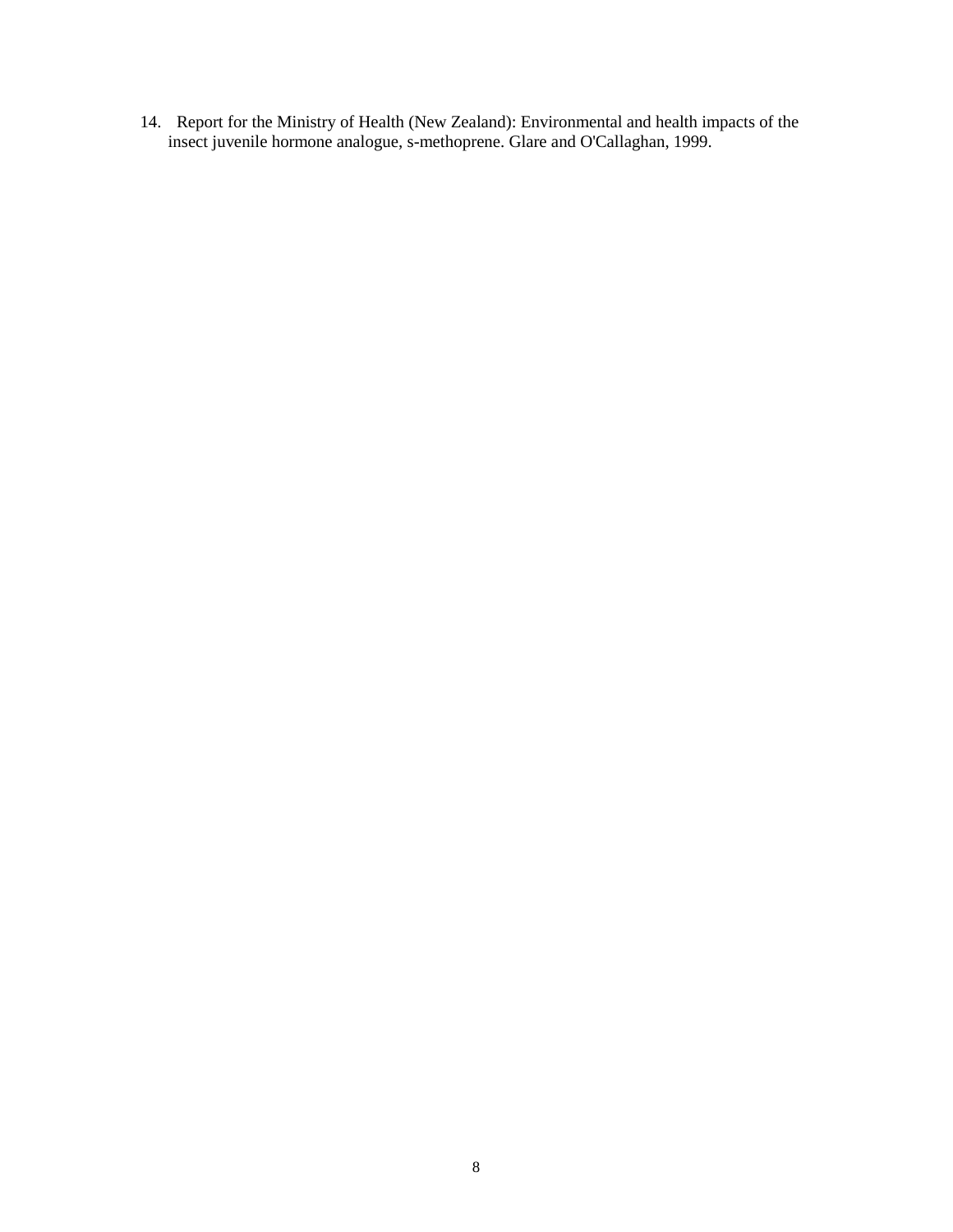14. Report for the Ministry of Health (New Zealand): Environmental and health impacts of the insect juvenile hormone analogue, s-methoprene. Glare and O'Callaghan, 1999.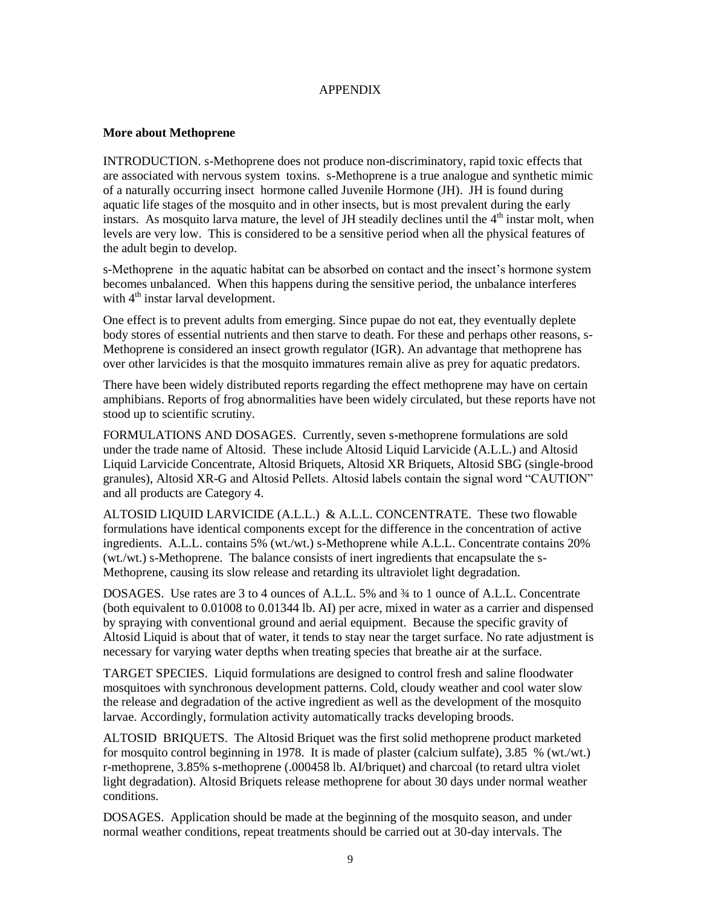APPENDIX

**More about Methoprene**

INTRODUCTION. s-Methoprene does not produce non-discriminatory, rapid toxic effects that are associated with nervous system toxins. s-Methoprene is a true analogue and synthetic mimic of a naturally occurring insect hormone called Juvenile Hormone (JH). JH is found during aquatic life stages of the mosquito and in other insects, but is most prevalent during the early instars. As mosquito larva mature, the level of JH steadily declines until the 4$^{th}$ instar molt, when levels are very low. This is considered to be a sensitive period when all the physical features of the adult begin to develop.

s-Methoprene in the aquatic habitat can be absorbed on contact and the insect's hormone system becomes unbalanced. When this happens during the sensitive period, the unbalance interferes with 4$^{th}$ instar larval development.

One effect is to prevent adults from emerging. Since pupae do not eat, they eventually deplete body stores of essential nutrients and then starve to death. For these and perhaps other reasons, s-Methoprene is considered an insect growth regulator (IGR). An advantage that methoprene has over other larvicides is that the mosquito immatures remain alive as prey for aquatic predators.

There have been widely distributed reports regarding the effect methoprene may have on certain amphibians. Reports of frog abnormalities have been widely circulated, but these reports have not stood up to scientific scrutiny.

FORMULATIONS AND DOSAGES. Currently, seven s-methoprene formulations are sold under the trade name of Altosid. These include Altosid Liquid Larvicide (A.L.L.) and Altosid Liquid Larvicide Concentrate, Altosid Briquets, Altosid XR Briquets, Altosid SBG (single-brood granules), Altosid XR-G and Altosid Pellets. Altosid labels contain the signal word "CAUTION" and all products are Category 4.

ALTOSID LIQUID LARVICIDE (A.L.L.) & A.L.L. CONCENTRATE. These two flowable formulations have identical components except for the difference in the concentration of active ingredients. A.L.L. contains 5% (wt./wt.) s-Methoprene while A.L.L. Concentrate contains 20% (wt./wt.) s-Methoprene. The balance consists of inert ingredients that encapsulate the s-Methoprene, causing its slow release and retarding its ultraviolet light degradation.

DOSAGES. Use rates are 3 to 4 ounces of A.L.L. 5% and ¾ to 1 ounce of A.L.L. Concentrate (both equivalent to 0.01008 to 0.01344 lb. AI) per acre, mixed in water as a carrier and dispensed by spraying with conventional ground and aerial equipment. Because the specific gravity of Altosid Liquid is about that of water, it tends to stay near the target surface. No rate adjustment is necessary for varying water depths when treating species that breathe air at the surface.

TARGET SPECIES. Liquid formulations are designed to control fresh and saline floodwater mosquitoes with synchronous development patterns. Cold, cloudy weather and cool water slow the release and degradation of the active ingredient as well as the development of the mosquito larvae. Accordingly, formulation activity automatically tracks developing broods.

ALTOSID BRIQUETS. The Altosid Briquet was the first solid methoprene product marketed for mosquito control beginning in 1978. It is made of plaster (calcium sulfate), 3.85 % (wt./wt.) r-methoprene, 3.85% s-methoprene (.000458 lb. AI/briquet) and charcoal (to retard ultra violet light degradation). Altosid Briquets release methoprene for about 30 days under normal weather conditions.

DOSAGES. Application should be made at the beginning of the mosquito season, and under normal weather conditions, repeat treatments should be carried out at 30-day intervals. The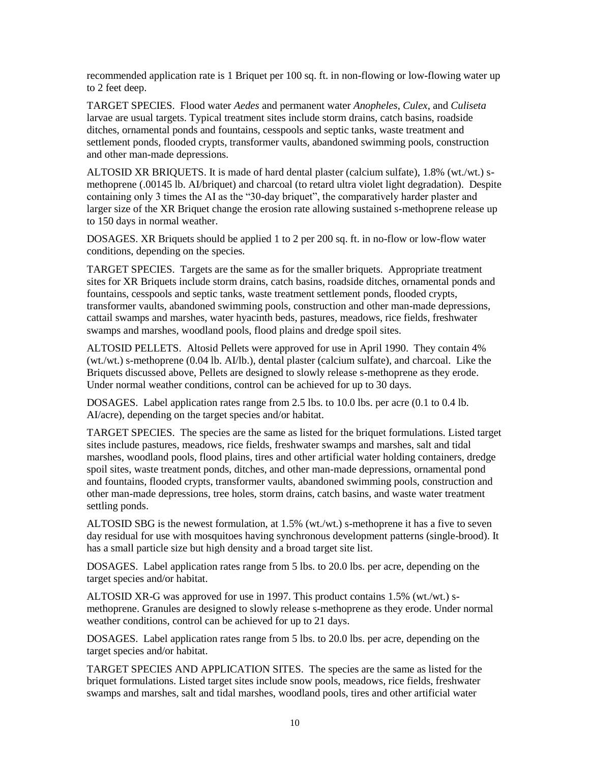recommended application rate is 1 Briquet per 100 sq. ft. in non-flowing or low-flowing water up to 2 feet deep.

TARGET SPECIES. Flood water *Aedes* and permanent water *Anopheles*, *Culex*, and *Culiseta* larvae are usual targets. Typical treatment sites include storm drains, catch basins, roadside ditches, ornamental ponds and fountains, cesspools and septic tanks, waste treatment and settlement ponds, flooded crypts, transformer vaults, abandoned swimming pools, construction and other man-made depressions.

ALTOSID XR BRIQUETS. It is made of hard dental plaster (calcium sulfate), 1.8% (wt./wt.) s-methoprene (.00145 lb. AI/briquet) and charcoal (to retard ultra violet light degradation). Despite containing only 3 times the AI as the "30-day briquet", the comparatively harder plaster and larger size of the XR Briquet change the erosion rate allowing sustained s-methoprene release up to 150 days in normal weather.

DOSAGES. XR Briquets should be applied 1 to 2 per 200 sq. ft. in no-flow or low-flow water conditions, depending on the species.

TARGET SPECIES. Targets are the same as for the smaller briquets. Appropriate treatment sites for XR Briquets include storm drains, catch basins, roadside ditches, ornamental ponds and fountains, cesspools and septic tanks, waste treatment settlement ponds, flooded crypts, transformer vaults, abandoned swimming pools, construction and other man-made depressions, cattail swamps and marshes, water hyacinth beds, pastures, meadows, rice fields, freshwater swamps and marshes, woodland pools, flood plains and dredge spoil sites.

ALTOSID PELLETS. Altosid Pellets were approved for use in April 1990. They contain 4% (wt./wt.) s-methoprene (0.04 lb. AI/lb.), dental plaster (calcium sulfate), and charcoal. Like the Briquets discussed above, Pellets are designed to slowly release s-methoprene as they erode. Under normal weather conditions, control can be achieved for up to 30 days.

DOSAGES. Label application rates range from 2.5 lbs. to 10.0 lbs. per acre (0.1 to 0.4 lb. AI/acre), depending on the target species and/or habitat.

TARGET SPECIES. The species are the same as listed for the briquet formulations. Listed target sites include pastures, meadows, rice fields, freshwater swamps and marshes, salt and tidal marshes, woodland pools, flood plains, tires and other artificial water holding containers, dredge spoil sites, waste treatment ponds, ditches, and other man-made depressions, ornamental pond and fountains, flooded crypts, transformer vaults, abandoned swimming pools, construction and other man-made depressions, tree holes, storm drains, catch basins, and waste water treatment settling ponds.

ALTOSID SBG is the newest formulation, at 1.5% (wt./wt.) s-methoprene it has a five to seven day residual for use with mosquitoes having synchronous development patterns (single-brood). It has a small particle size but high density and a broad target site list.

DOSAGES. Label application rates range from 5 lbs. to 20.0 lbs. per acre, depending on the target species and/or habitat.

ALTOSID XR-G was approved for use in 1997. This product contains 1.5% (wt./wt.) s-methoprene. Granules are designed to slowly release s-methoprene as they erode. Under normal weather conditions, control can be achieved for up to 21 days.

DOSAGES. Label application rates range from 5 lbs. to 20.0 lbs. per acre, depending on the target species and/or habitat.

TARGET SPECIES AND APPLICATION SITES. The species are the same as listed for the briquet formulations. Listed target sites include snow pools, meadows, rice fields, freshwater swamps and marshes, salt and tidal marshes, woodland pools, tires and other artificial water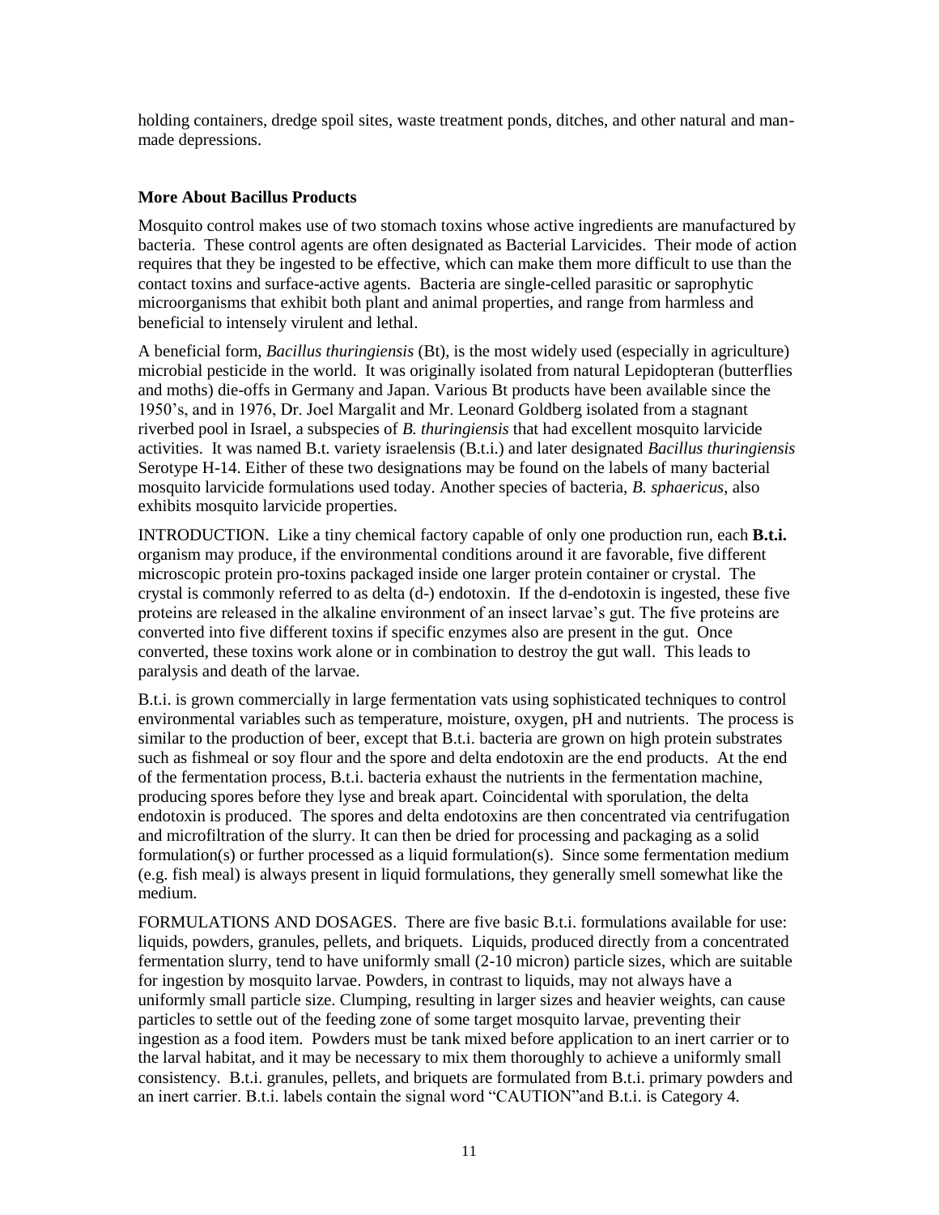holding containers, dredge spoil sites, waste treatment ponds, ditches, and other natural and man-made depressions.

**More About Bacillus Products**

Mosquito control makes use of two stomach toxins whose active ingredients are manufactured by bacteria. These control agents are often designated as Bacterial Larvicides. Their mode of action requires that they be ingested to be effective, which can make them more difficult to use than the contact toxins and surface-active agents. Bacteria are single-celled parasitic or saprophytic microorganisms that exhibit both plant and animal properties, and range from harmless and beneficial to intensely virulent and lethal.

A beneficial form, *Bacillus thuringiensis* (Bt), is the most widely used (especially in agriculture) microbial pesticide in the world. It was originally isolated from natural Lepidopteran (butterflies and moths) die-offs in Germany and Japan. Various Bt products have been available since the 1950's, and in 1976, Dr. Joel Margalit and Mr. Leonard Goldberg isolated from a stagnant riverbed pool in Israel, a subspecies of *B. thuringiensis* that had excellent mosquito larvicide activities. It was named B.t. variety israelensis (B.t.i.) and later designated *Bacillus thuringiensis* Serotype H-14. Either of these two designations may be found on the labels of many bacterial mosquito larvicide formulations used today. Another species of bacteria, *B. sphaericus,* also exhibits mosquito larvicide properties.

INTRODUCTION. Like a tiny chemical factory capable of only one production run, each **B.t.i.** organism may produce, if the environmental conditions around it are favorable, five different microscopic protein pro-toxins packaged inside one larger protein container or crystal. The crystal is commonly referred to as delta (d-) endotoxin. If the d-endotoxin is ingested, these five proteins are released in the alkaline environment of an insect larvae's gut. The five proteins are converted into five different toxins if specific enzymes also are present in the gut. Once converted, these toxins work alone or in combination to destroy the gut wall. This leads to paralysis and death of the larvae.

B.t.i. is grown commercially in large fermentation vats using sophisticated techniques to control environmental variables such as temperature, moisture, oxygen, pH and nutrients. The process is similar to the production of beer, except that B.t.i. bacteria are grown on high protein substrates such as fishmeal or soy flour and the spore and delta endotoxin are the end products. At the end of the fermentation process, B.t.i. bacteria exhaust the nutrients in the fermentation machine, producing spores before they lyse and break apart. Coincidental with sporulation, the delta endotoxin is produced. The spores and delta endotoxins are then concentrated via centrifugation and microfiltration of the slurry. It can then be dried for processing and packaging as a solid formulation(s) or further processed as a liquid formulation(s). Since some fermentation medium (e.g. fish meal) is always present in liquid formulations, they generally smell somewhat like the medium.

FORMULATIONS AND DOSAGES. There are five basic B.t.i. formulations available for use: liquids, powders, granules, pellets, and briquets. Liquids, produced directly from a concentrated fermentation slurry, tend to have uniformly small (2-10 micron) particle sizes, which are suitable for ingestion by mosquito larvae. Powders, in contrast to liquids, may not always have a uniformly small particle size. Clumping, resulting in larger sizes and heavier weights, can cause particles to settle out of the feeding zone of some target mosquito larvae, preventing their ingestion as a food item. Powders must be tank mixed before application to an inert carrier or to the larval habitat, and it may be necessary to mix them thoroughly to achieve a uniformly small consistency. B.t.i. granules, pellets, and briquets are formulated from B.t.i. primary powders and an inert carrier. B.t.i. labels contain the signal word "CAUTION"and B.t.i. is Category 4.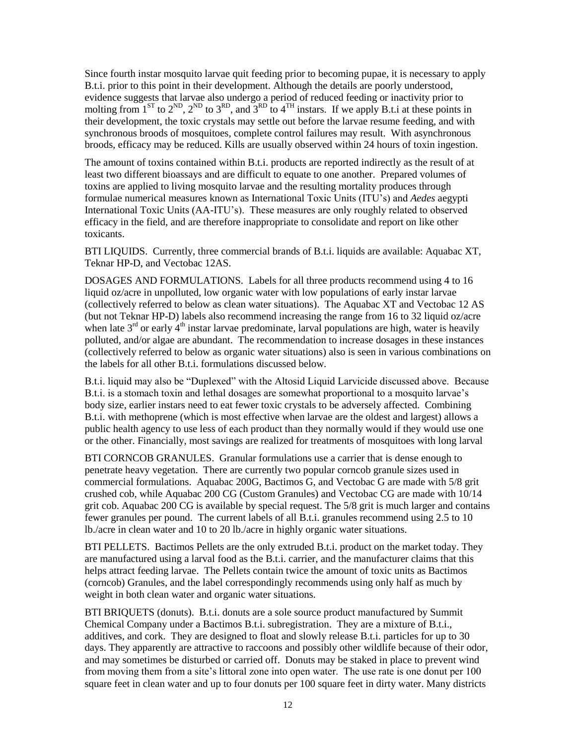Since fourth instar mosquito larvae quit feeding prior to becoming pupae, it is necessary to apply B.t.i. prior to this point in their development. Although the details are poorly understood, evidence suggests that larvae also undergo a period of reduced feeding or inactivity prior to molting from $1^{ST}$ to $2^{ND}$, $2^{ND}$ to $3^{RD}$, and $3^{RD}$ to $4^{TH}$ instars. If we apply B.t.i at these points in their development, the toxic crystals may settle out before the larvae resume feeding, and with synchronous broods of mosquitoes, complete control failures may result. With asynchronous broods, efficacy may be reduced. Kills are usually observed within 24 hours of toxin ingestion.

The amount of toxins contained within B.t.i. products are reported indirectly as the result of at least two different bioassays and are difficult to equate to one another. Prepared volumes of toxins are applied to living mosquito larvae and the resulting mortality produces through formulae numerical measures known as International Toxic Units (ITU's) and *Aedes* aegypti International Toxic Units (AA-ITU's). These measures are only roughly related to observed efficacy in the field, and are therefore inappropriate to consolidate and report on like other toxicants.

BTI LIQUIDS. Currently, three commercial brands of B.t.i. liquids are available: Aquabac XT, Teknar HP-D, and Vectobac 12AS.

DOSAGES AND FORMULATIONS. Labels for all three products recommend using 4 to 16 liquid oz/acre in unpolluted, low organic water with low populations of early instar larvae (collectively referred to below as clean water situations). The Aquabac XT and Vectobac 12 AS (but not Teknar HP-D) labels also recommend increasing the range from 16 to 32 liquid oz/acre when late $3^{rd}$ or early $4^{th}$ instar larvae predominate, larval populations are high, water is heavily polluted, and/or algae are abundant. The recommendation to increase dosages in these instances (collectively referred to below as organic water situations) also is seen in various combinations on the labels for all other B.t.i. formulations discussed below.

B.t.i. liquid may also be "Duplexed" with the Altosid Liquid Larvicide discussed above. Because B.t.i. is a stomach toxin and lethal dosages are somewhat proportional to a mosquito larvae's body size, earlier instars need to eat fewer toxic crystals to be adversely affected. Combining B.t.i. with methoprene (which is most effective when larvae are the oldest and largest) allows a public health agency to use less of each product than they normally would if they would use one or the other. Financially, most savings are realized for treatments of mosquitoes with long larval

BTI CORNCOB GRANULES. Granular formulations use a carrier that is dense enough to penetrate heavy vegetation. There are currently two popular corncob granule sizes used in commercial formulations. Aquabac 200G, Bactimos G, and Vectobac G are made with 5/8 grit crushed cob, while Aquabac 200 CG (Custom Granules) and Vectobac CG are made with 10/14 grit cob. Aquabac 200 CG is available by special request. The 5/8 grit is much larger and contains fewer granules per pound. The current labels of all B.t.i. granules recommend using 2.5 to 10 lb./acre in clean water and 10 to 20 lb./acre in highly organic water situations.

BTI PELLETS. Bactimos Pellets are the only extruded B.t.i. product on the market today. They are manufactured using a larval food as the B.t.i. carrier, and the manufacturer claims that this helps attract feeding larvae. The Pellets contain twice the amount of toxic units as Bactimos (corncob) Granules, and the label correspondingly recommends using only half as much by weight in both clean water and organic water situations.

BTI BRIQUETS (donuts). B.t.i. donuts are a sole source product manufactured by Summit Chemical Company under a Bactimos B.t.i. subregistration. They are a mixture of B.t.i., additives, and cork. They are designed to float and slowly release B.t.i. particles for up to 30 days. They apparently are attractive to raccoons and possibly other wildlife because of their odor, and may sometimes be disturbed or carried off. Donuts may be staked in place to prevent wind from moving them from a site's littoral zone into open water. The use rate is one donut per 100 square feet in clean water and up to four donuts per 100 square feet in dirty water. Many districts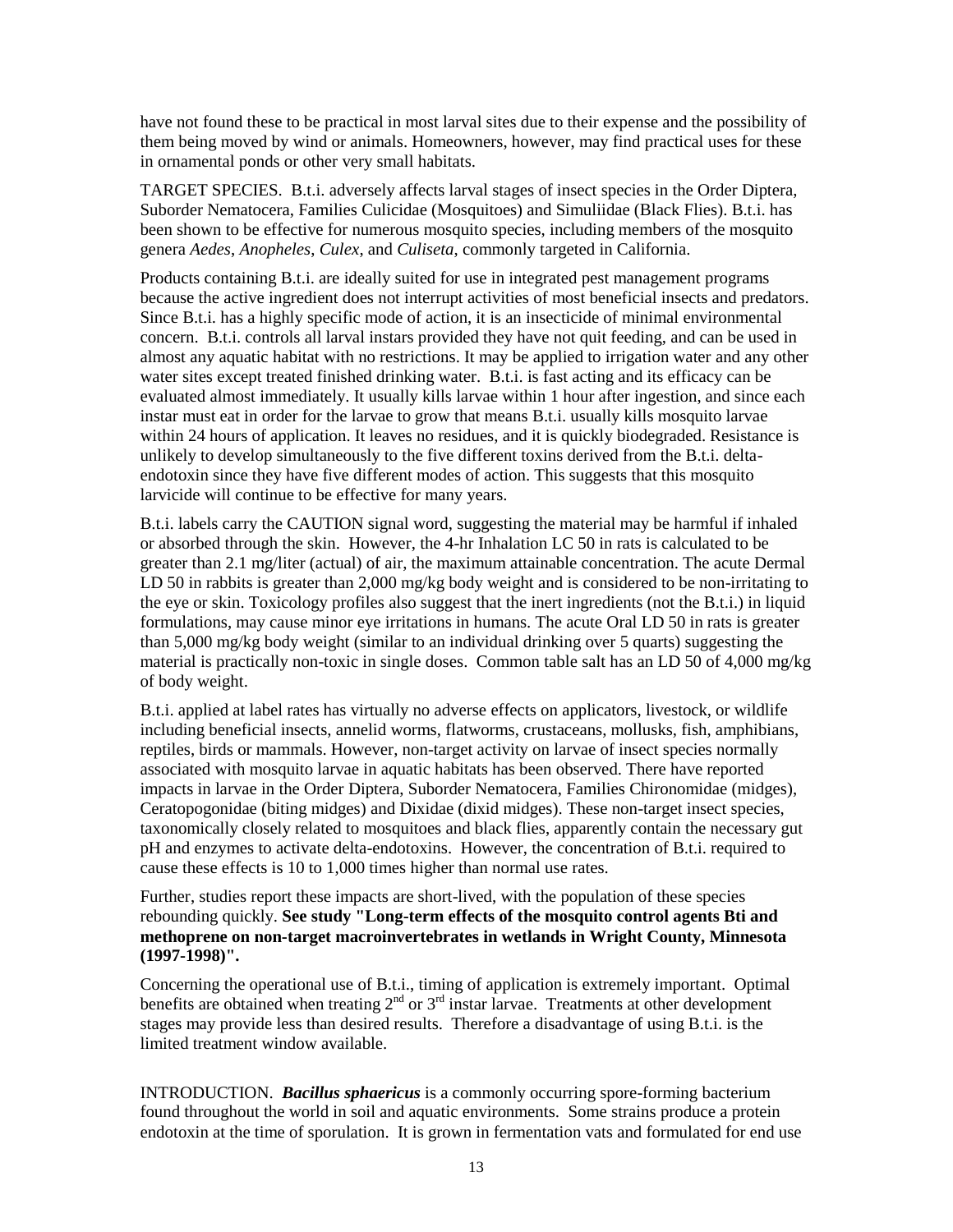have not found these to be practical in most larval sites due to their expense and the possibility of them being moved by wind or animals. Homeowners, however, may find practical uses for these in ornamental ponds or other very small habitats.

TARGET SPECIES. B.t.i. adversely affects larval stages of insect species in the Order Diptera, Suborder Nematocera, Families Culicidae (Mosquitoes) and Simuliidae (Black Flies). B.t.i. has been shown to be effective for numerous mosquito species, including members of the mosquito genera *Aedes*, *Anopheles*, *Culex*, and *Culiseta*, commonly targeted in California.

Products containing B.t.i. are ideally suited for use in integrated pest management programs because the active ingredient does not interrupt activities of most beneficial insects and predators. Since B.t.i. has a highly specific mode of action, it is an insecticide of minimal environmental concern. B.t.i. controls all larval instars provided they have not quit feeding, and can be used in almost any aquatic habitat with no restrictions. It may be applied to irrigation water and any other water sites except treated finished drinking water. B.t.i. is fast acting and its efficacy can be evaluated almost immediately. It usually kills larvae within 1 hour after ingestion, and since each instar must eat in order for the larvae to grow that means B.t.i. usually kills mosquito larvae within 24 hours of application. It leaves no residues, and it is quickly biodegraded. Resistance is unlikely to develop simultaneously to the five different toxins derived from the B.t.i. delta-endotoxin since they have five different modes of action. This suggests that this mosquito larvicide will continue to be effective for many years.

B.t.i. labels carry the CAUTION signal word, suggesting the material may be harmful if inhaled or absorbed through the skin. However, the 4-hr Inhalation LC 50 in rats is calculated to be greater than 2.1 mg/liter (actual) of air, the maximum attainable concentration. The acute Dermal LD 50 in rabbits is greater than 2,000 mg/kg body weight and is considered to be non-irritating to the eye or skin. Toxicology profiles also suggest that the inert ingredients (not the B.t.i.) in liquid formulations, may cause minor eye irritations in humans. The acute Oral LD 50 in rats is greater than 5,000 mg/kg body weight (similar to an individual drinking over 5 quarts) suggesting the material is practically non-toxic in single doses. Common table salt has an LD 50 of 4,000 mg/kg of body weight.

B.t.i. applied at label rates has virtually no adverse effects on applicators, livestock, or wildlife including beneficial insects, annelid worms, flatworms, crustaceans, mollusks, fish, amphibians, reptiles, birds or mammals. However, non-target activity on larvae of insect species normally associated with mosquito larvae in aquatic habitats has been observed. There have reported impacts in larvae in the Order Diptera, Suborder Nematocera, Families Chironomidae (midges), Ceratopogonidae (biting midges) and Dixidae (dixid midges). These non-target insect species, taxonomically closely related to mosquitoes and black flies, apparently contain the necessary gut pH and enzymes to activate delta-endotoxins. However, the concentration of B.t.i. required to cause these effects is 10 to 1,000 times higher than normal use rates.

Further, studies report these impacts are short-lived, with the population of these species rebounding quickly. **See study "Long-term effects of the mosquito control agents Bti and methoprene on non-target macroinvertebrates in wetlands in Wright County, Minnesota (1997-1998)".**

Concerning the operational use of B.t.i., timing of application is extremely important. Optimal benefits are obtained when treating 2nd or 3rd instar larvae. Treatments at other development stages may provide less than desired results. Therefore a disadvantage of using B.t.i. is the limited treatment window available.

INTRODUCTION. ***Bacillus sphaericus*** is a commonly occurring spore-forming bacterium found throughout the world in soil and aquatic environments. Some strains produce a protein endotoxin at the time of sporulation. It is grown in fermentation vats and formulated for end use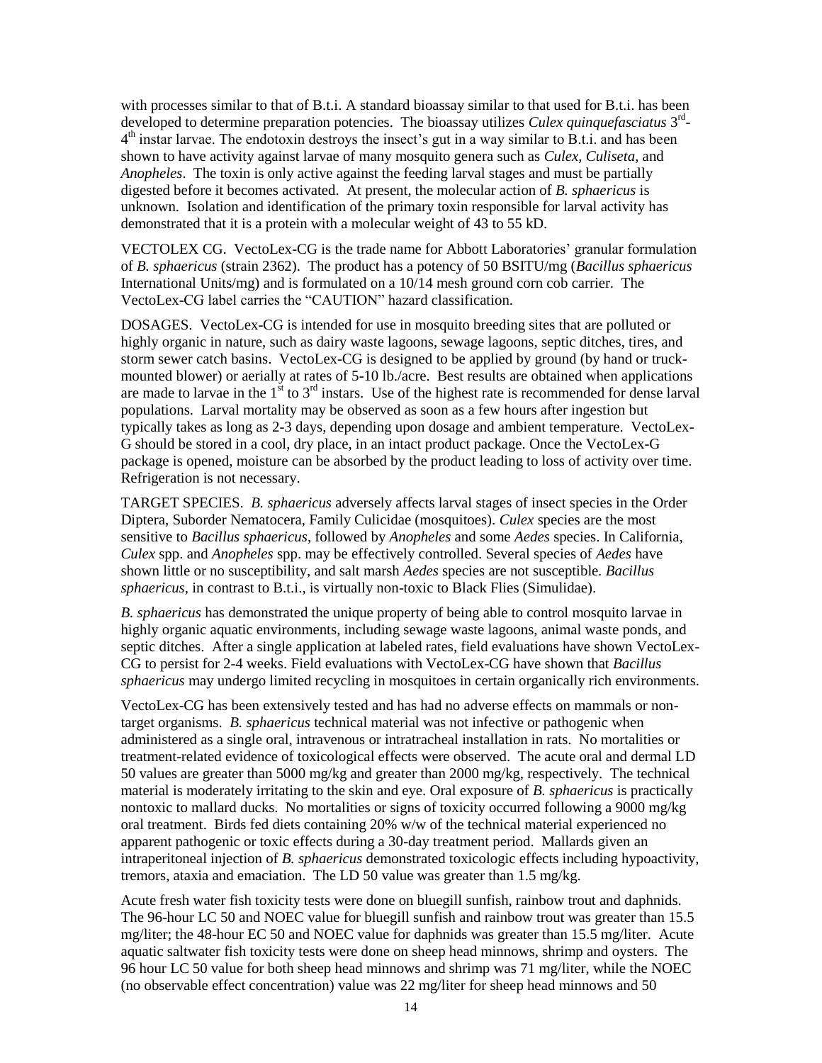with processes similar to that of B.t.i. A standard bioassay similar to that used for B.t.i. has been developed to determine preparation potencies. The bioassay utilizes *Culex quinquefasciatus* 3rd-4th instar larvae. The endotoxin destroys the insect's gut in a way similar to B.t.i. and has been shown to have activity against larvae of many mosquito genera such as *Culex, Culiseta*, and *Anopheles*. The toxin is only active against the feeding larval stages and must be partially digested before it becomes activated. At present, the molecular action of *B. sphaericus* is unknown. Isolation and identification of the primary toxin responsible for larval activity has demonstrated that it is a protein with a molecular weight of 43 to 55 kD.

VECTOLEX CG. VectoLex-CG is the trade name for Abbott Laboratories' granular formulation of *B. sphaericus* (strain 2362). The product has a potency of 50 BSITU/mg (*Bacillus sphaericus* International Units/mg) and is formulated on a 10/14 mesh ground corn cob carrier. The VectoLex-CG label carries the "CAUTION" hazard classification.

DOSAGES. VectoLex-CG is intended for use in mosquito breeding sites that are polluted or highly organic in nature, such as dairy waste lagoons, sewage lagoons, septic ditches, tires, and storm sewer catch basins. VectoLex-CG is designed to be applied by ground (by hand or truck-mounted blower) or aerially at rates of 5-10 lb./acre. Best results are obtained when applications are made to larvae in the 1st to 3rd instars. Use of the highest rate is recommended for dense larval populations. Larval mortality may be observed as soon as a few hours after ingestion but typically takes as long as 2-3 days, depending upon dosage and ambient temperature. VectoLex-G should be stored in a cool, dry place, in an intact product package. Once the VectoLex-G package is opened, moisture can be absorbed by the product leading to loss of activity over time. Refrigeration is not necessary.

TARGET SPECIES. *B. sphaericus* adversely affects larval stages of insect species in the Order Diptera, Suborder Nematocera, Family Culicidae (mosquitoes). *Culex* species are the most sensitive to *Bacillus sphaericus*, followed by *Anopheles* and some *Aedes* species. In California, *Culex* spp. and *Anopheles* spp. may be effectively controlled. Several species of *Aedes* have shown little or no susceptibility, and salt marsh *Aedes* species are not susceptible. *Bacillus sphaericus*, in contrast to B.t.i., is virtually non-toxic to Black Flies (Simulidae).

*B. sphaericus* has demonstrated the unique property of being able to control mosquito larvae in highly organic aquatic environments, including sewage waste lagoons, animal waste ponds, and septic ditches. After a single application at labeled rates, field evaluations have shown VectoLex-CG to persist for 2-4 weeks. Field evaluations with VectoLex-CG have shown that *Bacillus sphaericus* may undergo limited recycling in mosquitoes in certain organically rich environments.

VectoLex-CG has been extensively tested and has had no adverse effects on mammals or non-target organisms. *B. sphaericus* technical material was not infective or pathogenic when administered as a single oral, intravenous or intratracheal installation in rats. No mortalities or treatment-related evidence of toxicological effects were observed. The acute oral and dermal LD 50 values are greater than 5000 mg/kg and greater than 2000 mg/kg, respectively. The technical material is moderately irritating to the skin and eye. Oral exposure of *B. sphaericus* is practically nontoxic to mallard ducks. No mortalities or signs of toxicity occurred following a 9000 mg/kg oral treatment. Birds fed diets containing 20% w/w of the technical material experienced no apparent pathogenic or toxic effects during a 30-day treatment period. Mallards given an intraperitoneal injection of *B. sphaericus* demonstrated toxicologic effects including hypoactivity, tremors, ataxia and emaciation. The LD 50 value was greater than 1.5 mg/kg.

Acute fresh water fish toxicity tests were done on bluegill sunfish, rainbow trout and daphnids. The 96-hour LC 50 and NOEC value for bluegill sunfish and rainbow trout was greater than 15.5 mg/liter; the 48-hour EC 50 and NOEC value for daphnids was greater than 15.5 mg/liter. Acute aquatic saltwater fish toxicity tests were done on sheep head minnows, shrimp and oysters. The 96 hour LC 50 value for both sheep head minnows and shrimp was 71 mg/liter, while the NOEC (no observable effect concentration) value was 22 mg/liter for sheep head minnows and 50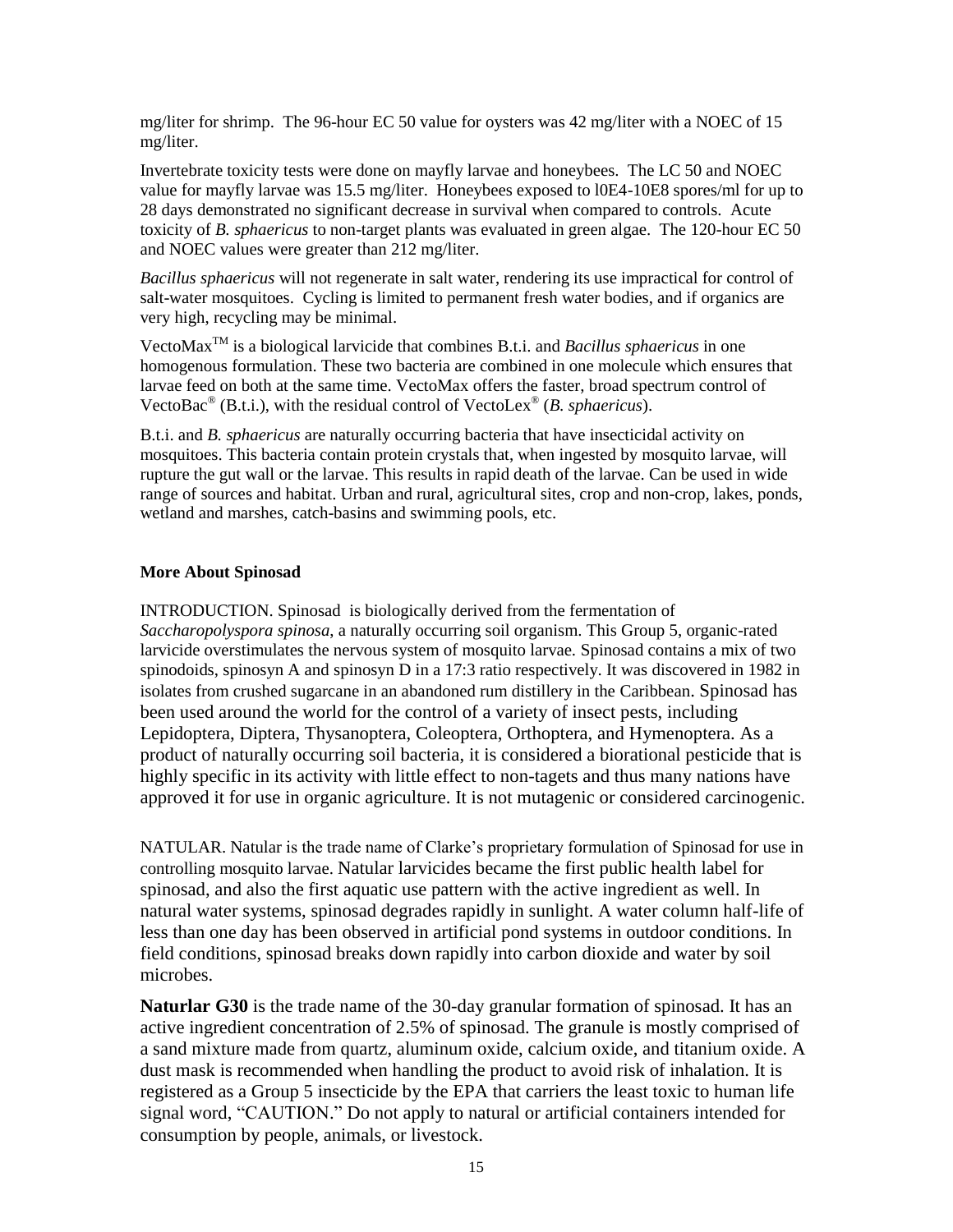mg/liter for shrimp. The 96-hour EC 50 value for oysters was 42 mg/liter with a NOEC of 15 mg/liter.

Invertebrate toxicity tests were done on mayfly larvae and honeybees. The LC 50 and NOEC value for mayfly larvae was 15.5 mg/liter. Honeybees exposed to l0E4-10E8 spores/ml for up to 28 days demonstrated no significant decrease in survival when compared to controls. Acute toxicity of *B. sphaericus* to non-target plants was evaluated in green algae. The 120-hour EC 50 and NOEC values were greater than 212 mg/liter.

*Bacillus sphaericus* will not regenerate in salt water, rendering its use impractical for control of salt-water mosquitoes. Cycling is limited to permanent fresh water bodies, and if organics are very high, recycling may be minimal.

VectoMax™ is a biological larvicide that combines B.t.i. and *Bacillus sphaericus* in one homogenous formulation. These two bacteria are combined in one molecule which ensures that larvae feed on both at the same time. VectoMax offers the faster, broad spectrum control of VectoBac® (B.t.i.), with the residual control of VectoLex® (*B. sphaericus*).

B.t.i. and *B. sphaericus* are naturally occurring bacteria that have insecticidal activity on mosquitoes. This bacteria contain protein crystals that, when ingested by mosquito larvae, will rupture the gut wall or the larvae. This results in rapid death of the larvae. Can be used in wide range of sources and habitat. Urban and rural, agricultural sites, crop and non-crop, lakes, ponds, wetland and marshes, catch-basins and swimming pools, etc.

**More About Spinosad**

INTRODUCTION. Spinosad is biologically derived from the fermentation of *Saccharopolyspora spinosa*, a naturally occurring soil organism. This Group 5, organic-rated larvicide overstimulates the nervous system of mosquito larvae. Spinosad contains a mix of two spinodoids, spinosyn A and spinosyn D in a 17:3 ratio respectively. It was discovered in 1982 in isolates from crushed sugarcane in an abandoned rum distillery in the Caribbean. Spinosad has been used around the world for the control of a variety of insect pests, including Lepidoptera, Diptera, Thysanoptera, Coleoptera, Orthoptera, and Hymenoptera. As a product of naturally occurring soil bacteria, it is considered a biorational pesticide that is highly specific in its activity with little effect to non-tagets and thus many nations have approved it for use in organic agriculture. It is not mutagenic or considered carcinogenic.

NATULAR. Natular is the trade name of Clarke's proprietary formulation of Spinosad for use in controlling mosquito larvae. Natular larvicides became the first public health label for spinosad, and also the first aquatic use pattern with the active ingredient as well. In natural water systems, spinosad degrades rapidly in sunlight. A water column half-life of less than one day has been observed in artificial pond systems in outdoor conditions. In field conditions, spinosad breaks down rapidly into carbon dioxide and water by soil microbes.

**Naturlar G30** is the trade name of the 30-day granular formation of spinosad. It has an active ingredient concentration of 2.5% of spinosad. The granule is mostly comprised of a sand mixture made from quartz, aluminum oxide, calcium oxide, and titanium oxide. A dust mask is recommended when handling the product to avoid risk of inhalation. It is registered as a Group 5 insecticide by the EPA that carriers the least toxic to human life signal word, "CAUTION." Do not apply to natural or artificial containers intended for consumption by people, animals, or livestock.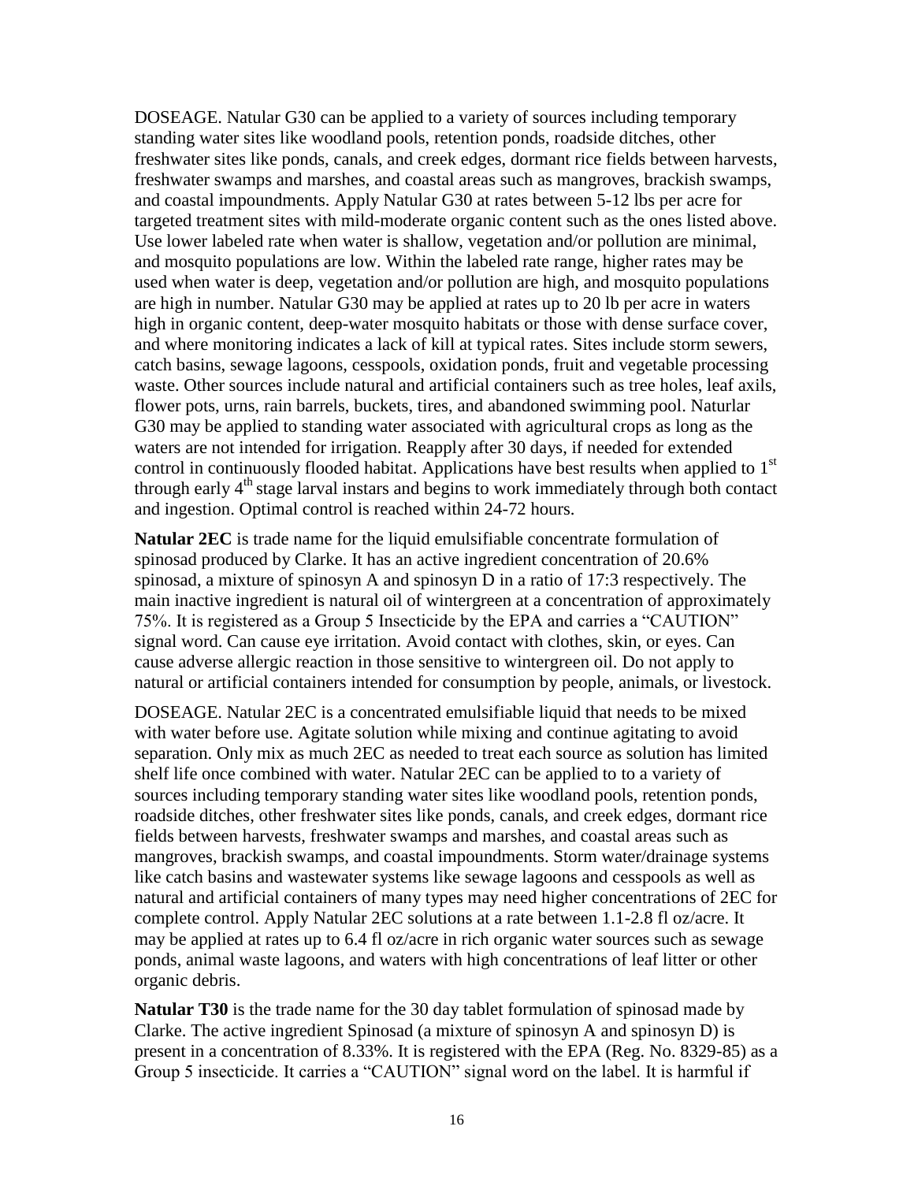DOSEAGE. Natular G30 can be applied to a variety of sources including temporary standing water sites like woodland pools, retention ponds, roadside ditches, other freshwater sites like ponds, canals, and creek edges, dormant rice fields between harvests, freshwater swamps and marshes, and coastal areas such as mangroves, brackish swamps, and coastal impoundments. Apply Natular G30 at rates between 5-12 lbs per acre for targeted treatment sites with mild-moderate organic content such as the ones listed above. Use lower labeled rate when water is shallow, vegetation and/or pollution are minimal, and mosquito populations are low. Within the labeled rate range, higher rates may be used when water is deep, vegetation and/or pollution are high, and mosquito populations are high in number. Natular G30 may be applied at rates up to 20 lb per acre in waters high in organic content, deep-water mosquito habitats or those with dense surface cover, and where monitoring indicates a lack of kill at typical rates. Sites include storm sewers, catch basins, sewage lagoons, cesspools, oxidation ponds, fruit and vegetable processing waste. Other sources include natural and artificial containers such as tree holes, leaf axils, flower pots, urns, rain barrels, buckets, tires, and abandoned swimming pool. Naturlar G30 may be applied to standing water associated with agricultural crops as long as the waters are not intended for irrigation. Reapply after 30 days, if needed for extended control in continuously flooded habitat. Applications have best results when applied to 1st through early 4th stage larval instars and begins to work immediately through both contact and ingestion. Optimal control is reached within 24-72 hours.

**Natular 2EC** is trade name for the liquid emulsifiable concentrate formulation of spinosad produced by Clarke. It has an active ingredient concentration of 20.6% spinosad, a mixture of spinosyn A and spinosyn D in a ratio of 17:3 respectively. The main inactive ingredient is natural oil of wintergreen at a concentration of approximately 75%. It is registered as a Group 5 Insecticide by the EPA and carries a "CAUTION" signal word. Can cause eye irritation. Avoid contact with clothes, skin, or eyes. Can cause adverse allergic reaction in those sensitive to wintergreen oil. Do not apply to natural or artificial containers intended for consumption by people, animals, or livestock.

DOSEAGE. Natular 2EC is a concentrated emulsifiable liquid that needs to be mixed with water before use. Agitate solution while mixing and continue agitating to avoid separation. Only mix as much 2EC as needed to treat each source as solution has limited shelf life once combined with water. Natular 2EC can be applied to to a variety of sources including temporary standing water sites like woodland pools, retention ponds, roadside ditches, other freshwater sites like ponds, canals, and creek edges, dormant rice fields between harvests, freshwater swamps and marshes, and coastal areas such as mangroves, brackish swamps, and coastal impoundments. Storm water/drainage systems like catch basins and wastewater systems like sewage lagoons and cesspools as well as natural and artificial containers of many types may need higher concentrations of 2EC for complete control. Apply Natular 2EC solutions at a rate between 1.1-2.8 fl oz/acre. It may be applied at rates up to 6.4 fl oz/acre in rich organic water sources such as sewage ponds, animal waste lagoons, and waters with high concentrations of leaf litter or other organic debris.

**Natular T30** is the trade name for the 30 day tablet formulation of spinosad made by Clarke. The active ingredient Spinosad (a mixture of spinosyn A and spinosyn D) is present in a concentration of 8.33%. It is registered with the EPA (Reg. No. 8329-85) as a Group 5 insecticide. It carries a "CAUTION" signal word on the label. It is harmful if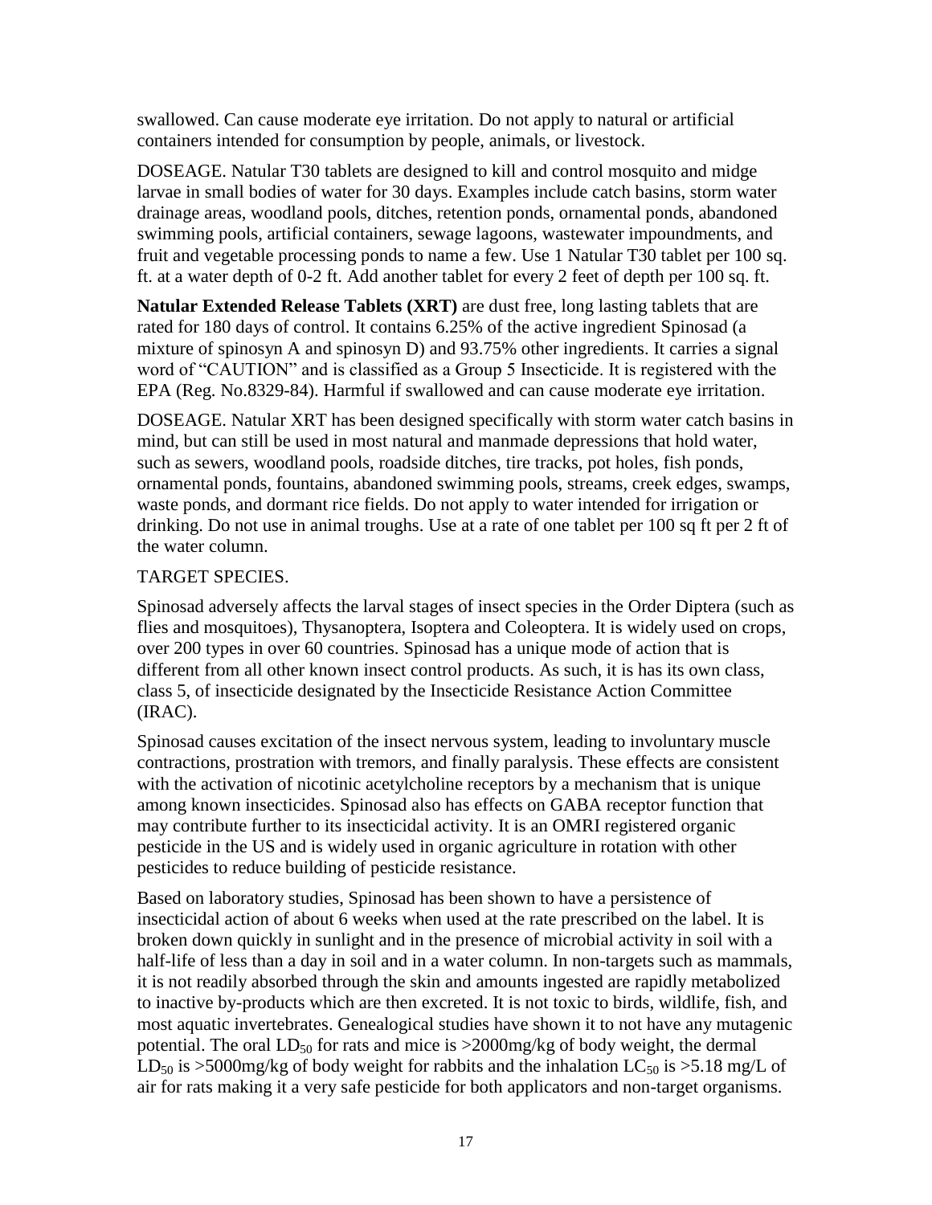swallowed. Can cause moderate eye irritation. Do not apply to natural or artificial containers intended for consumption by people, animals, or livestock.

DOSEAGE. Natular T30 tablets are designed to kill and control mosquito and midge larvae in small bodies of water for 30 days. Examples include catch basins, storm water drainage areas, woodland pools, ditches, retention ponds, ornamental ponds, abandoned swimming pools, artificial containers, sewage lagoons, wastewater impoundments, and fruit and vegetable processing ponds to name a few. Use 1 Natular T30 tablet per 100 sq. ft. at a water depth of 0-2 ft. Add another tablet for every 2 feet of depth per 100 sq. ft.

**Natular Extended Release Tablets (XRT)** are dust free, long lasting tablets that are rated for 180 days of control. It contains 6.25% of the active ingredient Spinosad (a mixture of spinosyn A and spinosyn D) and 93.75% other ingredients. It carries a signal word of "CAUTION" and is classified as a Group 5 Insecticide. It is registered with the EPA (Reg. No.8329-84). Harmful if swallowed and can cause moderate eye irritation.

DOSEAGE. Natular XRT has been designed specifically with storm water catch basins in mind, but can still be used in most natural and manmade depressions that hold water, such as sewers, woodland pools, roadside ditches, tire tracks, pot holes, fish ponds, ornamental ponds, fountains, abandoned swimming pools, streams, creek edges, swamps, waste ponds, and dormant rice fields. Do not apply to water intended for irrigation or drinking. Do not use in animal troughs. Use at a rate of one tablet per 100 sq ft per 2 ft of the water column.

TARGET SPECIES.

Spinosad adversely affects the larval stages of insect species in the Order Diptera (such as flies and mosquitoes), Thysanoptera, Isoptera and Coleoptera. It is widely used on crops, over 200 types in over 60 countries. Spinosad has a unique mode of action that is different from all other known insect control products. As such, it is has its own class, class 5, of insecticide designated by the Insecticide Resistance Action Committee (IRAC).

Spinosad causes excitation of the insect nervous system, leading to involuntary muscle contractions, prostration with tremors, and finally paralysis. These effects are consistent with the activation of nicotinic acetylcholine receptors by a mechanism that is unique among known insecticides. Spinosad also has effects on GABA receptor function that may contribute further to its insecticidal activity. It is an OMRI registered organic pesticide in the US and is widely used in organic agriculture in rotation with other pesticides to reduce building of pesticide resistance.

Based on laboratory studies, Spinosad has been shown to have a persistence of insecticidal action of about 6 weeks when used at the rate prescribed on the label. It is broken down quickly in sunlight and in the presence of microbial activity in soil with a half-life of less than a day in soil and in a water column. In non-targets such as mammals, it is not readily absorbed through the skin and amounts ingested are rapidly metabolized to inactive by-products which are then excreted. It is not toxic to birds, wildlife, fish, and most aquatic invertebrates. Genealogical studies have shown it to not have any mutagenic potential. The oral $LD_{50}$ for rats and mice is >2000mg/kg of body weight, the dermal $LD_{50}$ is >5000mg/kg of body weight for rabbits and the inhalation $LC_{50}$ is >5.18 mg/L of air for rats making it a very safe pesticide for both applicators and non-target organisms.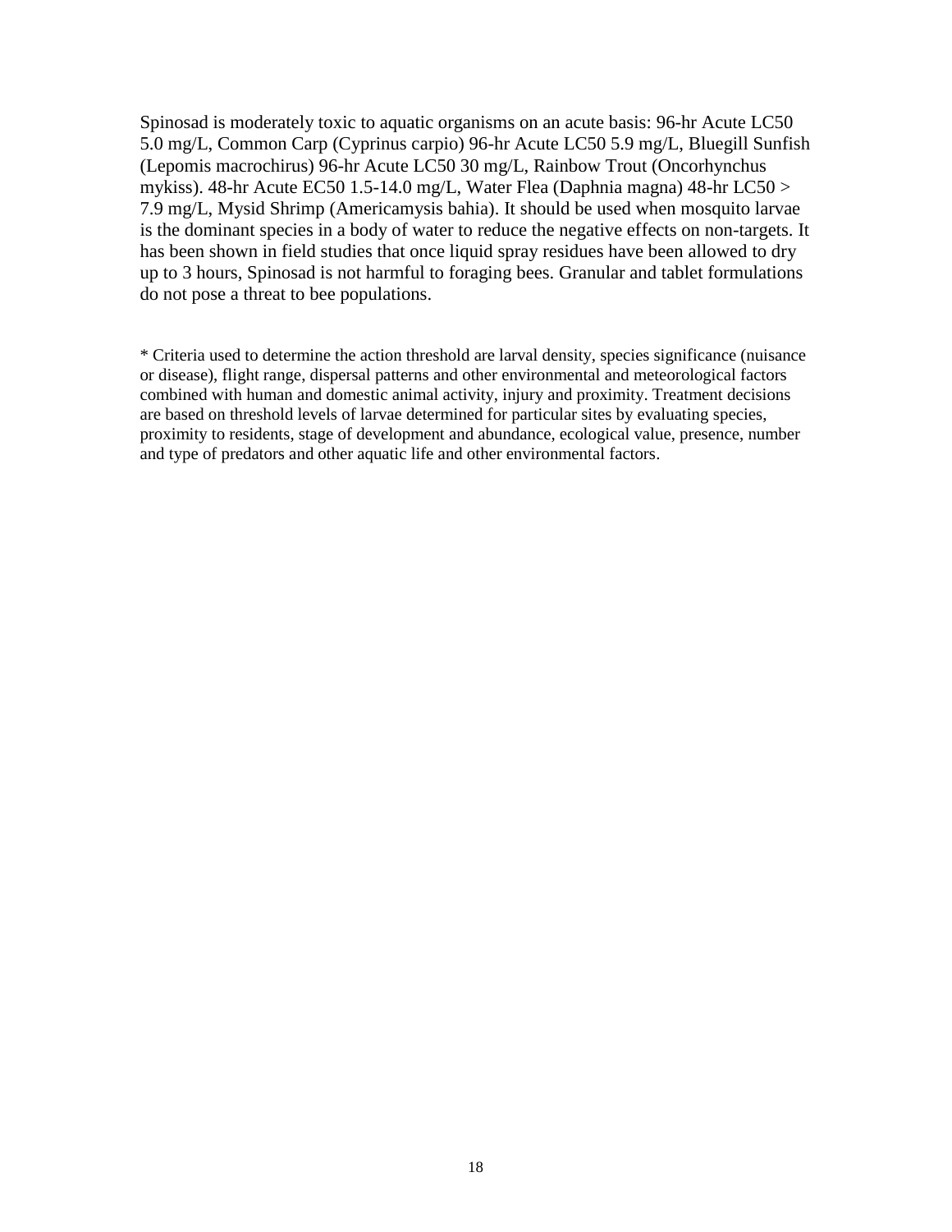Spinosad is moderately toxic to aquatic organisms on an acute basis: 96-hr Acute LC50 5.0 mg/L, Common Carp (Cyprinus carpio) 96-hr Acute LC50 5.9 mg/L, Bluegill Sunfish (Lepomis macrochirus) 96-hr Acute LC50 30 mg/L, Rainbow Trout (Oncorhynchus mykiss). 48-hr Acute EC50 1.5-14.0 mg/L, Water Flea (Daphnia magna) 48-hr LC50 > 7.9 mg/L, Mysid Shrimp (Americamysis bahia). It should be used when mosquito larvae is the dominant species in a body of water to reduce the negative effects on non-targets. It has been shown in field studies that once liquid spray residues have been allowed to dry up to 3 hours, Spinosad is not harmful to foraging bees. Granular and tablet formulations do not pose a threat to bee populations.

* Criteria used to determine the action threshold are larval density, species significance (nuisance or disease), flight range, dispersal patterns and other environmental and meteorological factors combined with human and domestic animal activity, injury and proximity. Treatment decisions are based on threshold levels of larvae determined for particular sites by evaluating species, proximity to residents, stage of development and abundance, ecological value, presence, number and type of predators and other aquatic life and other environmental factors.